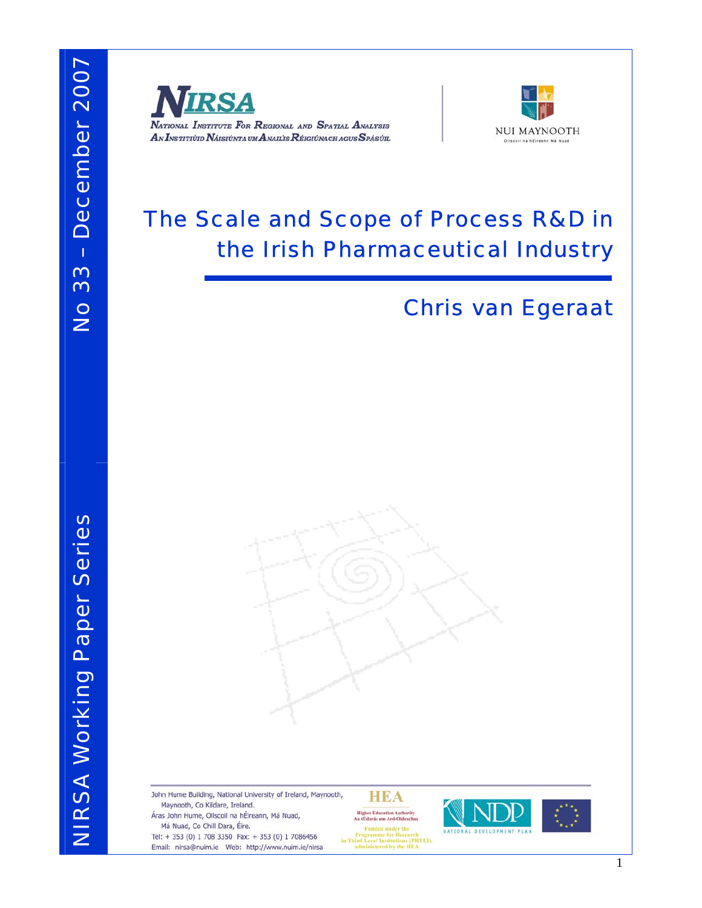NIRSA Working Paper Series

No 33 – December 2007

**NIRSA**
National Institute For Regional and Spatial Analysis
An Institiúid Náisiúnta um Anailís Réigiúnach agus Spásúil

NUI MAYNOOTH
Ollscoil na hÉireann Má Nuad

# The Scale and Scope of Process R&D in the Irish Pharmaceutical Industry

## Chris van Egeraat

John Hume Building, National University of Ireland, Maynooth, Maynooth, Co Kildare, Ireland.
Áras John Hume, Ollscoil na hÉireann, Má Nuad, Má Nuad, Co Chill Dara, Éire.
Tel: + 353 (0) 1 708 3350 Fax: + 353 (0) 1 7086456
Email: nirsa@nuim.ie Web: http://www.nuim.ie/nirsa

HEA
Higher Education Authority
An tÚdarás um Ard-Oideachas
Funded under the Programme for Research in Third Level Institutions (PRTLI), administered by the HEA

NDP
NATIONAL DEVELOPMENT PLAN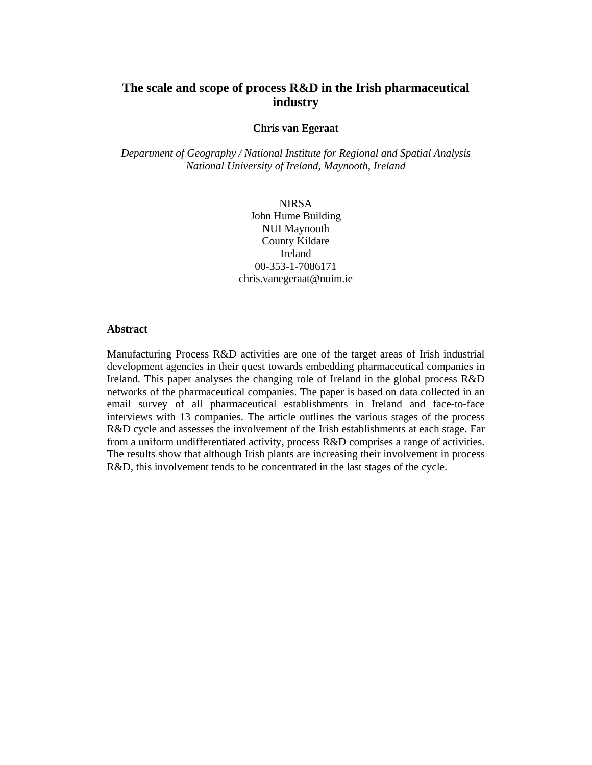# The scale and scope of process R&D in the Irish pharmaceutical industry

**Chris van Egeraat**

*Department of Geography / National Institute for Regional and Spatial Analysis*
*National University of Ireland, Maynooth, Ireland*

NIRSA
John Hume Building
NUI Maynooth
County Kildare
Ireland
00-353-1-7086171
chris.vanegeraat@nuim.ie

## Abstract

Manufacturing Process R&D activities are one of the target areas of Irish industrial development agencies in their quest towards embedding pharmaceutical companies in Ireland. This paper analyses the changing role of Ireland in the global process R&D networks of the pharmaceutical companies. The paper is based on data collected in an email survey of all pharmaceutical establishments in Ireland and face-to-face interviews with 13 companies. The article outlines the various stages of the process R&D cycle and assesses the involvement of the Irish establishments at each stage. Far from a uniform undifferentiated activity, process R&D comprises a range of activities. The results show that although Irish plants are increasing their involvement in process R&D, this involvement tends to be concentrated in the last stages of the cycle.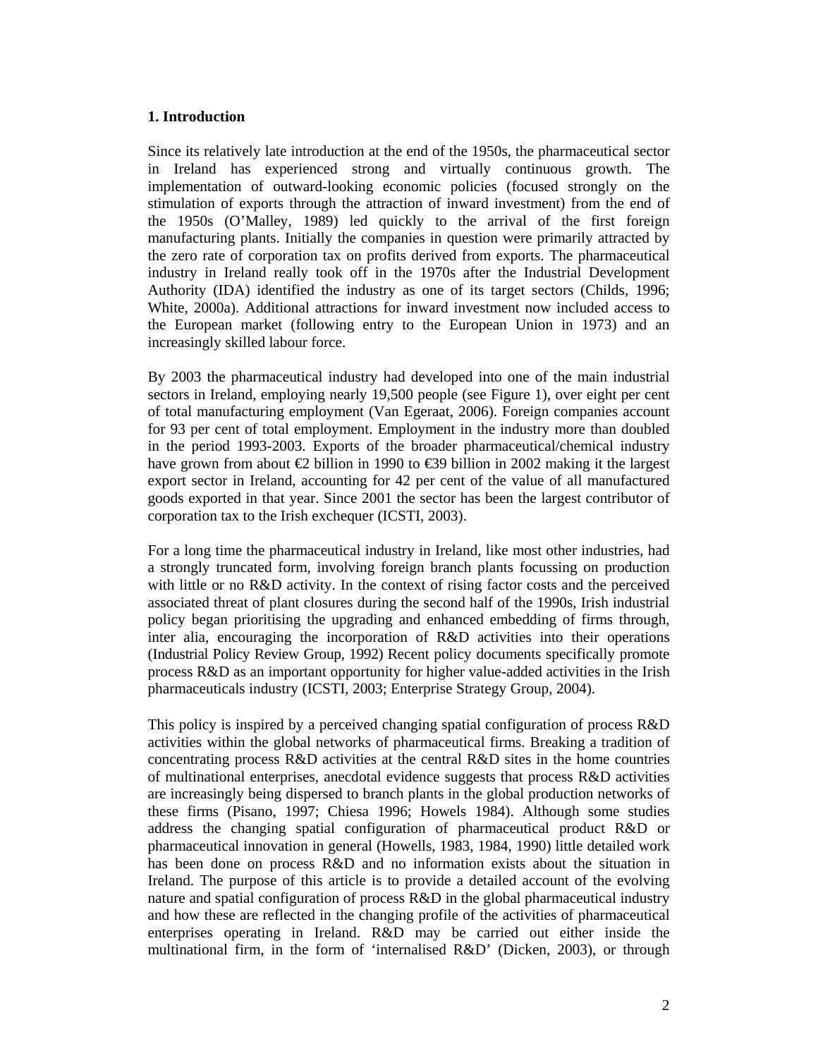## 1. Introduction

Since its relatively late introduction at the end of the 1950s, the pharmaceutical sector in Ireland has experienced strong and virtually continuous growth. The implementation of outward-looking economic policies (focused strongly on the stimulation of exports through the attraction of inward investment) from the end of the 1950s (O'Malley, 1989) led quickly to the arrival of the first foreign manufacturing plants. Initially the companies in question were primarily attracted by the zero rate of corporation tax on profits derived from exports. The pharmaceutical industry in Ireland really took off in the 1970s after the Industrial Development Authority (IDA) identified the industry as one of its target sectors (Childs, 1996; White, 2000a). Additional attractions for inward investment now included access to the European market (following entry to the European Union in 1973) and an increasingly skilled labour force.

By 2003 the pharmaceutical industry had developed into one of the main industrial sectors in Ireland, employing nearly 19,500 people (see Figure 1), over eight per cent of total manufacturing employment (Van Egeraat, 2006). Foreign companies account for 93 per cent of total employment. Employment in the industry more than doubled in the period 1993-2003. Exports of the broader pharmaceutical/chemical industry have grown from about €2 billion in 1990 to €39 billion in 2002 making it the largest export sector in Ireland, accounting for 42 per cent of the value of all manufactured goods exported in that year. Since 2001 the sector has been the largest contributor of corporation tax to the Irish exchequer (ICSTI, 2003).

For a long time the pharmaceutical industry in Ireland, like most other industries, had a strongly truncated form, involving foreign branch plants focussing on production with little or no R&D activity. In the context of rising factor costs and the perceived associated threat of plant closures during the second half of the 1990s, Irish industrial policy began prioritising the upgrading and enhanced embedding of firms through, inter alia, encouraging the incorporation of R&D activities into their operations (Industrial Policy Review Group, 1992) Recent policy documents specifically promote process R&D as an important opportunity for higher value-added activities in the Irish pharmaceuticals industry (ICSTI, 2003; Enterprise Strategy Group, 2004).

This policy is inspired by a perceived changing spatial configuration of process R&D activities within the global networks of pharmaceutical firms. Breaking a tradition of concentrating process R&D activities at the central R&D sites in the home countries of multinational enterprises, anecdotal evidence suggests that process R&D activities are increasingly being dispersed to branch plants in the global production networks of these firms (Pisano, 1997; Chiesa 1996; Howels 1984). Although some studies address the changing spatial configuration of pharmaceutical product R&D or pharmaceutical innovation in general (Howells, 1983, 1984, 1990) little detailed work has been done on process R&D and no information exists about the situation in Ireland. The purpose of this article is to provide a detailed account of the evolving nature and spatial configuration of process R&D in the global pharmaceutical industry and how these are reflected in the changing profile of the activities of pharmaceutical enterprises operating in Ireland. R&D may be carried out either inside the multinational firm, in the form of 'internalised R&D' (Dicken, 2003), or through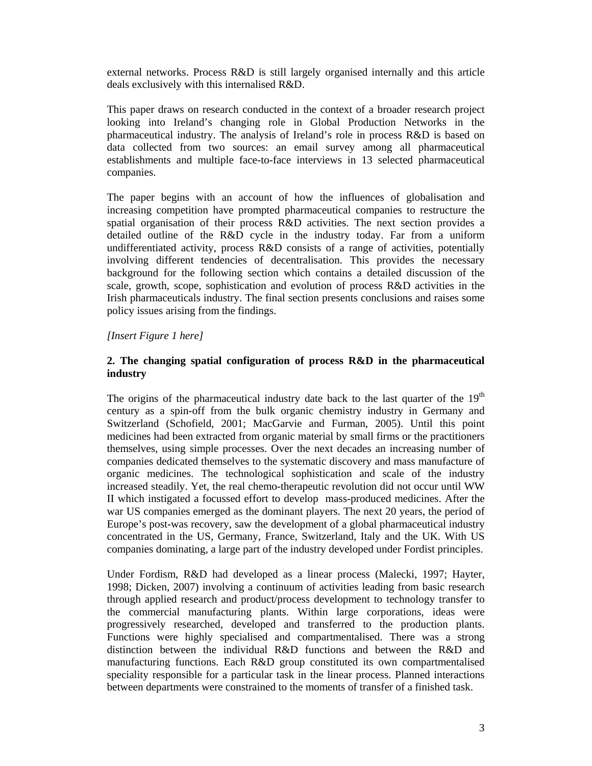external networks. Process R&D is still largely organised internally and this article deals exclusively with this internalised R&D.

This paper draws on research conducted in the context of a broader research project looking into Ireland's changing role in Global Production Networks in the pharmaceutical industry. The analysis of Ireland's role in process R&D is based on data collected from two sources: an email survey among all pharmaceutical establishments and multiple face-to-face interviews in 13 selected pharmaceutical companies.

The paper begins with an account of how the influences of globalisation and increasing competition have prompted pharmaceutical companies to restructure the spatial organisation of their process R&D activities. The next section provides a detailed outline of the R&D cycle in the industry today. Far from a uniform undifferentiated activity, process R&D consists of a range of activities, potentially involving different tendencies of decentralisation. This provides the necessary background for the following section which contains a detailed discussion of the scale, growth, scope, sophistication and evolution of process R&D activities in the Irish pharmaceuticals industry. The final section presents conclusions and raises some policy issues arising from the findings.

*[Insert Figure 1 here]*

## 2. The changing spatial configuration of process R&D in the pharmaceutical industry

The origins of the pharmaceutical industry date back to the last quarter of the 19th century as a spin-off from the bulk organic chemistry industry in Germany and Switzerland (Schofield, 2001; MacGarvie and Furman, 2005). Until this point medicines had been extracted from organic material by small firms or the practitioners themselves, using simple processes. Over the next decades an increasing number of companies dedicated themselves to the systematic discovery and mass manufacture of organic medicines. The technological sophistication and scale of the industry increased steadily. Yet, the real chemo-therapeutic revolution did not occur until WW II which instigated a focussed effort to develop mass-produced medicines. After the war US companies emerged as the dominant players. The next 20 years, the period of Europe's post-was recovery, saw the development of a global pharmaceutical industry concentrated in the US, Germany, France, Switzerland, Italy and the UK. With US companies dominating, a large part of the industry developed under Fordist principles.

Under Fordism, R&D had developed as a linear process (Malecki, 1997; Hayter, 1998; Dicken, 2007) involving a continuum of activities leading from basic research through applied research and product/process development to technology transfer to the commercial manufacturing plants. Within large corporations, ideas were progressively researched, developed and transferred to the production plants. Functions were highly specialised and compartmentalised. There was a strong distinction between the individual R&D functions and between the R&D and manufacturing functions. Each R&D group constituted its own compartmentalised speciality responsible for a particular task in the linear process. Planned interactions between departments were constrained to the moments of transfer of a finished task.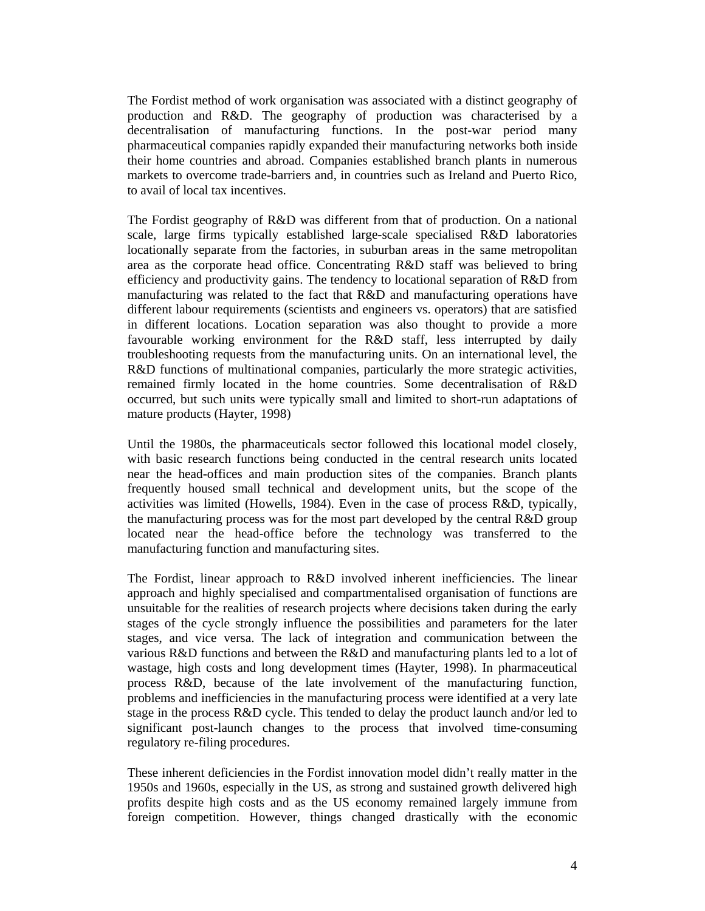The Fordist method of work organisation was associated with a distinct geography of production and R&D. The geography of production was characterised by a decentralisation of manufacturing functions. In the post-war period many pharmaceutical companies rapidly expanded their manufacturing networks both inside their home countries and abroad. Companies established branch plants in numerous markets to overcome trade-barriers and, in countries such as Ireland and Puerto Rico, to avail of local tax incentives.

The Fordist geography of R&D was different from that of production. On a national scale, large firms typically established large-scale specialised R&D laboratories locationally separate from the factories, in suburban areas in the same metropolitan area as the corporate head office. Concentrating R&D staff was believed to bring efficiency and productivity gains. The tendency to locational separation of R&D from manufacturing was related to the fact that R&D and manufacturing operations have different labour requirements (scientists and engineers vs. operators) that are satisfied in different locations. Location separation was also thought to provide a more favourable working environment for the R&D staff, less interrupted by daily troubleshooting requests from the manufacturing units. On an international level, the R&D functions of multinational companies, particularly the more strategic activities, remained firmly located in the home countries. Some decentralisation of R&D occurred, but such units were typically small and limited to short-run adaptations of mature products (Hayter, 1998)

Until the 1980s, the pharmaceuticals sector followed this locational model closely, with basic research functions being conducted in the central research units located near the head-offices and main production sites of the companies. Branch plants frequently housed small technical and development units, but the scope of the activities was limited (Howells, 1984). Even in the case of process R&D, typically, the manufacturing process was for the most part developed by the central R&D group located near the head-office before the technology was transferred to the manufacturing function and manufacturing sites.

The Fordist, linear approach to R&D involved inherent inefficiencies. The linear approach and highly specialised and compartmentalised organisation of functions are unsuitable for the realities of research projects where decisions taken during the early stages of the cycle strongly influence the possibilities and parameters for the later stages, and vice versa. The lack of integration and communication between the various R&D functions and between the R&D and manufacturing plants led to a lot of wastage, high costs and long development times (Hayter, 1998). In pharmaceutical process R&D, because of the late involvement of the manufacturing function, problems and inefficiencies in the manufacturing process were identified at a very late stage in the process R&D cycle. This tended to delay the product launch and/or led to significant post-launch changes to the process that involved time-consuming regulatory re-filing procedures.

These inherent deficiencies in the Fordist innovation model didn't really matter in the 1950s and 1960s, especially in the US, as strong and sustained growth delivered high profits despite high costs and as the US economy remained largely immune from foreign competition. However, things changed drastically with the economic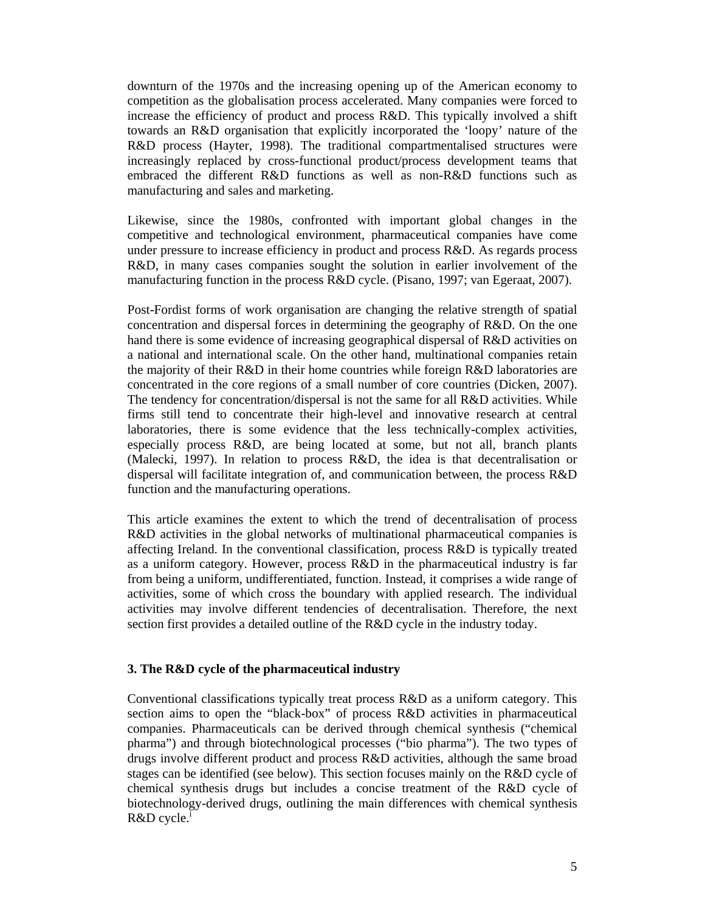downturn of the 1970s and the increasing opening up of the American economy to competition as the globalisation process accelerated. Many companies were forced to increase the efficiency of product and process R&D. This typically involved a shift towards an R&D organisation that explicitly incorporated the 'loopy' nature of the R&D process (Hayter, 1998). The traditional compartmentalised structures were increasingly replaced by cross-functional product/process development teams that embraced the different R&D functions as well as non-R&D functions such as manufacturing and sales and marketing.

Likewise, since the 1980s, confronted with important global changes in the competitive and technological environment, pharmaceutical companies have come under pressure to increase efficiency in product and process R&D. As regards process R&D, in many cases companies sought the solution in earlier involvement of the manufacturing function in the process R&D cycle. (Pisano, 1997; van Egeraat, 2007).

Post-Fordist forms of work organisation are changing the relative strength of spatial concentration and dispersal forces in determining the geography of R&D. On the one hand there is some evidence of increasing geographical dispersal of R&D activities on a national and international scale. On the other hand, multinational companies retain the majority of their R&D in their home countries while foreign R&D laboratories are concentrated in the core regions of a small number of core countries (Dicken, 2007). The tendency for concentration/dispersal is not the same for all R&D activities. While firms still tend to concentrate their high-level and innovative research at central laboratories, there is some evidence that the less technically-complex activities, especially process R&D, are being located at some, but not all, branch plants (Malecki, 1997). In relation to process R&D, the idea is that decentralisation or dispersal will facilitate integration of, and communication between, the process R&D function and the manufacturing operations.

This article examines the extent to which the trend of decentralisation of process R&D activities in the global networks of multinational pharmaceutical companies is affecting Ireland. In the conventional classification, process R&D is typically treated as a uniform category. However, process R&D in the pharmaceutical industry is far from being a uniform, undifferentiated, function. Instead, it comprises a wide range of activities, some of which cross the boundary with applied research. The individual activities may involve different tendencies of decentralisation. Therefore, the next section first provides a detailed outline of the R&D cycle in the industry today.

## 3. The R&D cycle of the pharmaceutical industry

Conventional classifications typically treat process R&D as a uniform category. This section aims to open the "black-box" of process R&D activities in pharmaceutical companies. Pharmaceuticals can be derived through chemical synthesis ("chemical pharma") and through biotechnological processes ("bio pharma"). The two types of drugs involve different product and process R&D activities, although the same broad stages can be identified (see below). This section focuses mainly on the R&D cycle of chemical synthesis drugs but includes a concise treatment of the R&D cycle of biotechnology-derived drugs, outlining the main differences with chemical synthesis R&D cycle.[i]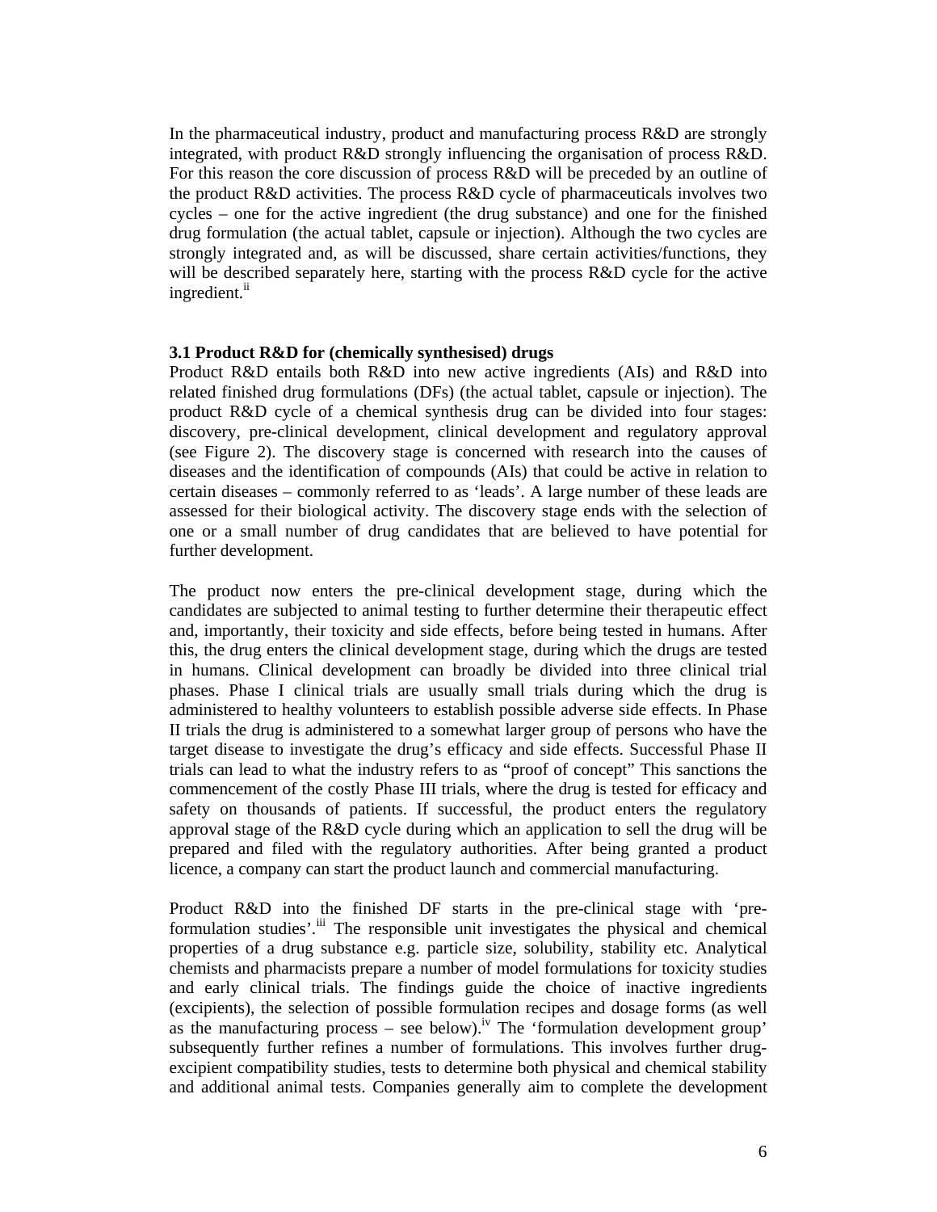In the pharmaceutical industry, product and manufacturing process R&D are strongly integrated, with product R&D strongly influencing the organisation of process R&D. For this reason the core discussion of process R&D will be preceded by an outline of the product R&D activities. The process R&D cycle of pharmaceuticals involves two cycles – one for the active ingredient (the drug substance) and one for the finished drug formulation (the actual tablet, capsule or injection). Although the two cycles are strongly integrated and, as will be discussed, share certain activities/functions, they will be described separately here, starting with the process R&D cycle for the active ingredient.[ii]

### 3.1 Product R&D for (chemically synthesised) drugs

Product R&D entails both R&D into new active ingredients (AIs) and R&D into related finished drug formulations (DFs) (the actual tablet, capsule or injection). The product R&D cycle of a chemical synthesis drug can be divided into four stages: discovery, pre-clinical development, clinical development and regulatory approval (see Figure 2). The discovery stage is concerned with research into the causes of diseases and the identification of compounds (AIs) that could be active in relation to certain diseases – commonly referred to as 'leads'. A large number of these leads are assessed for their biological activity. The discovery stage ends with the selection of one or a small number of drug candidates that are believed to have potential for further development.

The product now enters the pre-clinical development stage, during which the candidates are subjected to animal testing to further determine their therapeutic effect and, importantly, their toxicity and side effects, before being tested in humans. After this, the drug enters the clinical development stage, during which the drugs are tested in humans. Clinical development can broadly be divided into three clinical trial phases. Phase I clinical trials are usually small trials during which the drug is administered to healthy volunteers to establish possible adverse side effects. In Phase II trials the drug is administered to a somewhat larger group of persons who have the target disease to investigate the drug's efficacy and side effects. Successful Phase II trials can lead to what the industry refers to as "proof of concept" This sanctions the commencement of the costly Phase III trials, where the drug is tested for efficacy and safety on thousands of patients. If successful, the product enters the regulatory approval stage of the R&D cycle during which an application to sell the drug will be prepared and filed with the regulatory authorities. After being granted a product licence, a company can start the product launch and commercial manufacturing.

Product R&D into the finished DF starts in the pre-clinical stage with 'pre-formulation studies'.[iii] The responsible unit investigates the physical and chemical properties of a drug substance e.g. particle size, solubility, stability etc. Analytical chemists and pharmacists prepare a number of model formulations for toxicity studies and early clinical trials. The findings guide the choice of inactive ingredients (excipients), the selection of possible formulation recipes and dosage forms (as well as the manufacturing process – see below).[iv] The 'formulation development group' subsequently further refines a number of formulations. This involves further drug-excipient compatibility studies, tests to determine both physical and chemical stability and additional animal tests. Companies generally aim to complete the development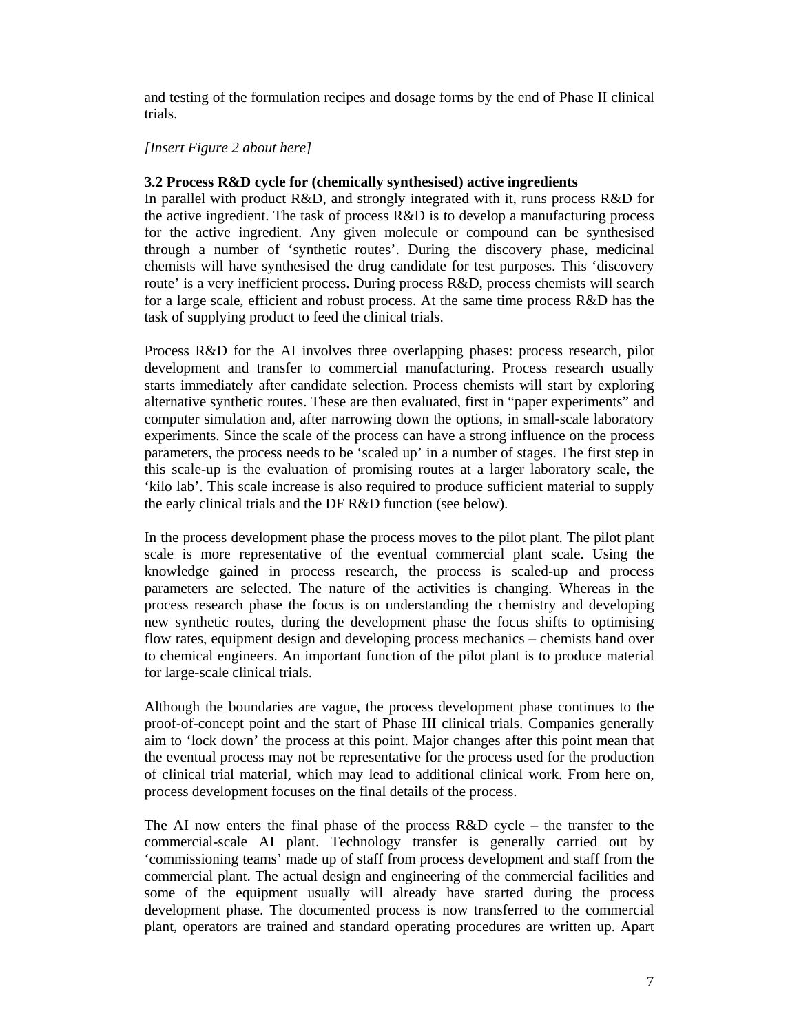and testing of the formulation recipes and dosage forms by the end of Phase II clinical trials.

*[Insert Figure 2 about here]*

### 3.2 Process R&D cycle for (chemically synthesised) active ingredients

In parallel with product R&D, and strongly integrated with it, runs process R&D for the active ingredient. The task of process R&D is to develop a manufacturing process for the active ingredient. Any given molecule or compound can be synthesised through a number of 'synthetic routes'. During the discovery phase, medicinal chemists will have synthesised the drug candidate for test purposes. This 'discovery route' is a very inefficient process. During process R&D, process chemists will search for a large scale, efficient and robust process. At the same time process R&D has the task of supplying product to feed the clinical trials.

Process R&D for the AI involves three overlapping phases: process research, pilot development and transfer to commercial manufacturing. Process research usually starts immediately after candidate selection. Process chemists will start by exploring alternative synthetic routes. These are then evaluated, first in "paper experiments" and computer simulation and, after narrowing down the options, in small-scale laboratory experiments. Since the scale of the process can have a strong influence on the process parameters, the process needs to be 'scaled up' in a number of stages. The first step in this scale-up is the evaluation of promising routes at a larger laboratory scale, the 'kilo lab'. This scale increase is also required to produce sufficient material to supply the early clinical trials and the DF R&D function (see below).

In the process development phase the process moves to the pilot plant. The pilot plant scale is more representative of the eventual commercial plant scale. Using the knowledge gained in process research, the process is scaled-up and process parameters are selected. The nature of the activities is changing. Whereas in the process research phase the focus is on understanding the chemistry and developing new synthetic routes, during the development phase the focus shifts to optimising flow rates, equipment design and developing process mechanics – chemists hand over to chemical engineers. An important function of the pilot plant is to produce material for large-scale clinical trials.

Although the boundaries are vague, the process development phase continues to the proof-of-concept point and the start of Phase III clinical trials. Companies generally aim to 'lock down' the process at this point. Major changes after this point mean that the eventual process may not be representative for the process used for the production of clinical trial material, which may lead to additional clinical work. From here on, process development focuses on the final details of the process.

The AI now enters the final phase of the process R&D cycle – the transfer to the commercial-scale AI plant. Technology transfer is generally carried out by 'commissioning teams' made up of staff from process development and staff from the commercial plant. The actual design and engineering of the commercial facilities and some of the equipment usually will already have started during the process development phase. The documented process is now transferred to the commercial plant, operators are trained and standard operating procedures are written up. Apart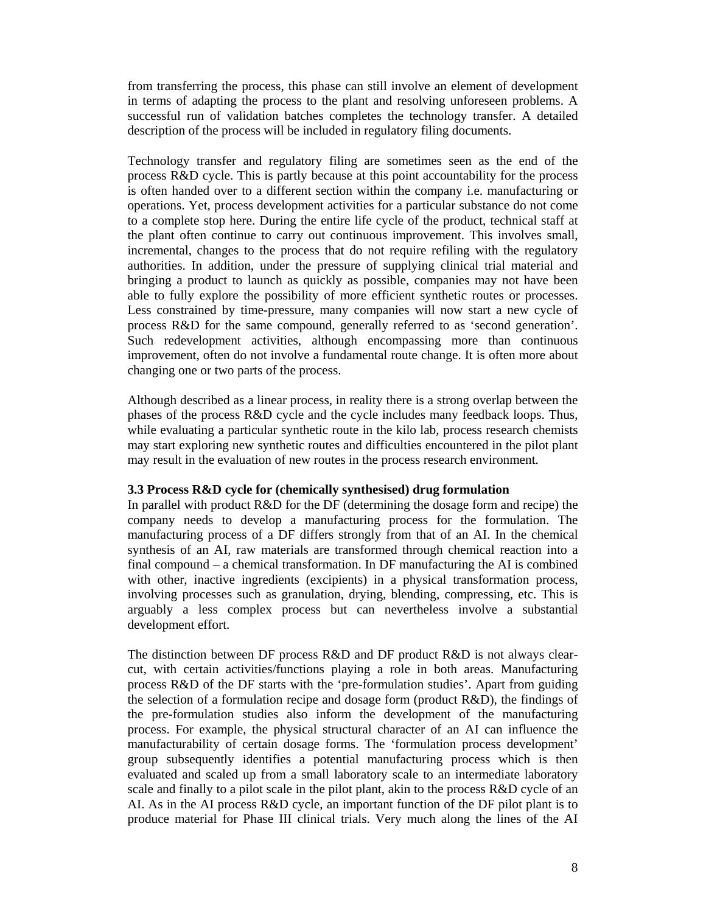from transferring the process, this phase can still involve an element of development in terms of adapting the process to the plant and resolving unforeseen problems. A successful run of validation batches completes the technology transfer. A detailed description of the process will be included in regulatory filing documents.

Technology transfer and regulatory filing are sometimes seen as the end of the process R&D cycle. This is partly because at this point accountability for the process is often handed over to a different section within the company i.e. manufacturing or operations. Yet, process development activities for a particular substance do not come to a complete stop here. During the entire life cycle of the product, technical staff at the plant often continue to carry out continuous improvement. This involves small, incremental, changes to the process that do not require refiling with the regulatory authorities. In addition, under the pressure of supplying clinical trial material and bringing a product to launch as quickly as possible, companies may not have been able to fully explore the possibility of more efficient synthetic routes or processes. Less constrained by time-pressure, many companies will now start a new cycle of process R&D for the same compound, generally referred to as 'second generation'. Such redevelopment activities, although encompassing more than continuous improvement, often do not involve a fundamental route change. It is often more about changing one or two parts of the process.

Although described as a linear process, in reality there is a strong overlap between the phases of the process R&D cycle and the cycle includes many feedback loops. Thus, while evaluating a particular synthetic route in the kilo lab, process research chemists may start exploring new synthetic routes and difficulties encountered in the pilot plant may result in the evaluation of new routes in the process research environment.

### 3.3 Process R&D cycle for (chemically synthesised) drug formulation

In parallel with product R&D for the DF (determining the dosage form and recipe) the company needs to develop a manufacturing process for the formulation. The manufacturing process of a DF differs strongly from that of an AI. In the chemical synthesis of an AI, raw materials are transformed through chemical reaction into a final compound – a chemical transformation. In DF manufacturing the AI is combined with other, inactive ingredients (excipients) in a physical transformation process, involving processes such as granulation, drying, blending, compressing, etc. This is arguably a less complex process but can nevertheless involve a substantial development effort.

The distinction between DF process R&D and DF product R&D is not always clear-cut, with certain activities/functions playing a role in both areas. Manufacturing process R&D of the DF starts with the 'pre-formulation studies'. Apart from guiding the selection of a formulation recipe and dosage form (product R&D), the findings of the pre-formulation studies also inform the development of the manufacturing process. For example, the physical structural character of an AI can influence the manufacturability of certain dosage forms. The 'formulation process development' group subsequently identifies a potential manufacturing process which is then evaluated and scaled up from a small laboratory scale to an intermediate laboratory scale and finally to a pilot scale in the pilot plant, akin to the process R&D cycle of an AI. As in the AI process R&D cycle, an important function of the DF pilot plant is to produce material for Phase III clinical trials. Very much along the lines of the AI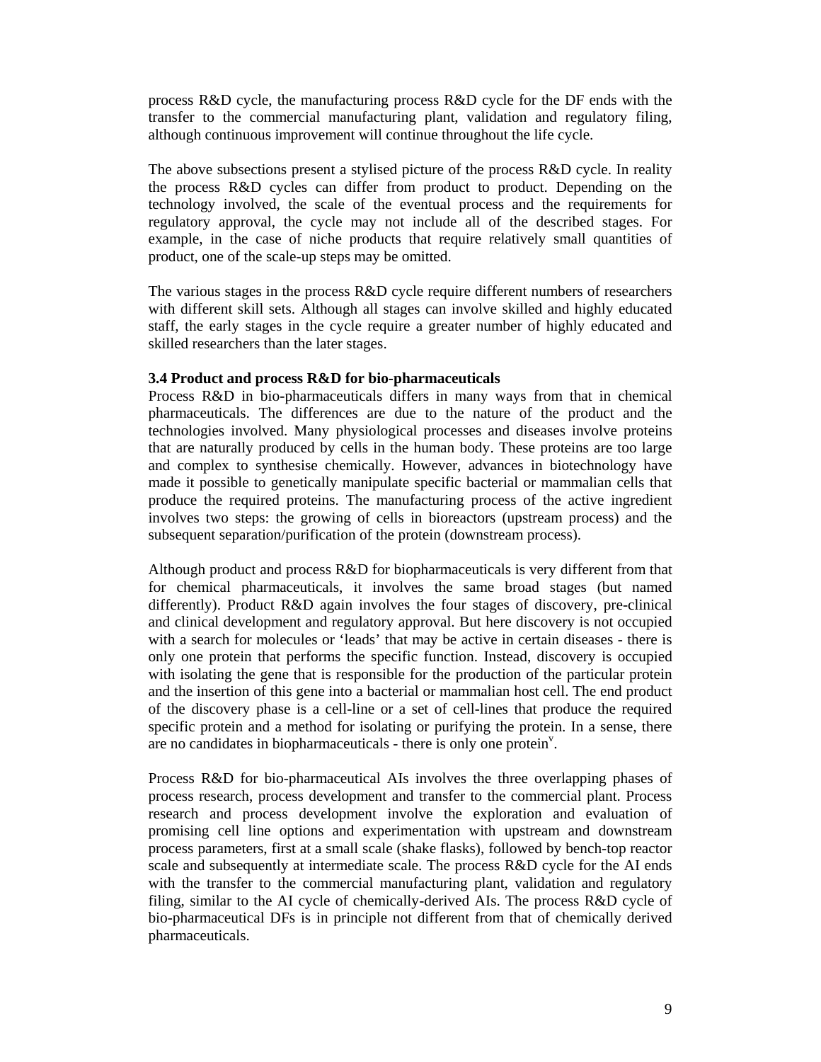process R&D cycle, the manufacturing process R&D cycle for the DF ends with the transfer to the commercial manufacturing plant, validation and regulatory filing, although continuous improvement will continue throughout the life cycle.

The above subsections present a stylised picture of the process R&D cycle. In reality the process R&D cycles can differ from product to product. Depending on the technology involved, the scale of the eventual process and the requirements for regulatory approval, the cycle may not include all of the described stages. For example, in the case of niche products that require relatively small quantities of product, one of the scale-up steps may be omitted.

The various stages in the process R&D cycle require different numbers of researchers with different skill sets. Although all stages can involve skilled and highly educated staff, the early stages in the cycle require a greater number of highly educated and skilled researchers than the later stages.

### 3.4 Product and process R&D for bio-pharmaceuticals

Process R&D in bio-pharmaceuticals differs in many ways from that in chemical pharmaceuticals. The differences are due to the nature of the product and the technologies involved. Many physiological processes and diseases involve proteins that are naturally produced by cells in the human body. These proteins are too large and complex to synthesise chemically. However, advances in biotechnology have made it possible to genetically manipulate specific bacterial or mammalian cells that produce the required proteins. The manufacturing process of the active ingredient involves two steps: the growing of cells in bioreactors (upstream process) and the subsequent separation/purification of the protein (downstream process).

Although product and process R&D for biopharmaceuticals is very different from that for chemical pharmaceuticals, it involves the same broad stages (but named differently). Product R&D again involves the four stages of discovery, pre-clinical and clinical development and regulatory approval. But here discovery is not occupied with a search for molecules or 'leads' that may be active in certain diseases - there is only one protein that performs the specific function. Instead, discovery is occupied with isolating the gene that is responsible for the production of the particular protein and the insertion of this gene into a bacterial or mammalian host cell. The end product of the discovery phase is a cell-line or a set of cell-lines that produce the required specific protein and a method for isolating or purifying the protein. In a sense, there are no candidates in biopharmaceuticals - there is only one protein[v].

Process R&D for bio-pharmaceutical AIs involves the three overlapping phases of process research, process development and transfer to the commercial plant. Process research and process development involve the exploration and evaluation of promising cell line options and experimentation with upstream and downstream process parameters, first at a small scale (shake flasks), followed by bench-top reactor scale and subsequently at intermediate scale. The process R&D cycle for the AI ends with the transfer to the commercial manufacturing plant, validation and regulatory filing, similar to the AI cycle of chemically-derived AIs. The process R&D cycle of bio-pharmaceutical DFs is in principle not different from that of chemically derived pharmaceuticals.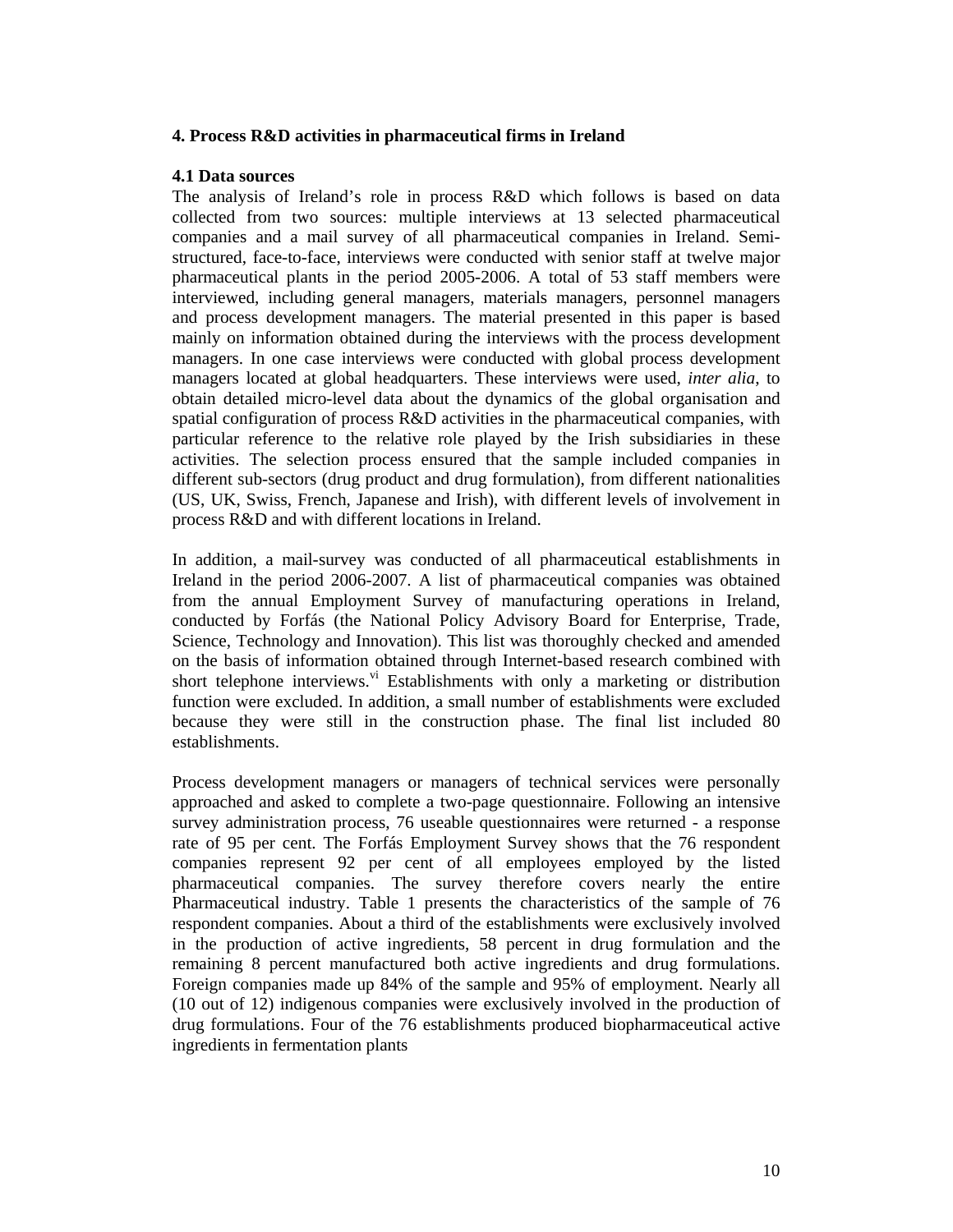## 4. Process R&D activities in pharmaceutical firms in Ireland

### 4.1 Data sources

The analysis of Ireland's role in process R&D which follows is based on data collected from two sources: multiple interviews at 13 selected pharmaceutical companies and a mail survey of all pharmaceutical companies in Ireland. Semi-structured, face-to-face, interviews were conducted with senior staff at twelve major pharmaceutical plants in the period 2005-2006. A total of 53 staff members were interviewed, including general managers, materials managers, personnel managers and process development managers. The material presented in this paper is based mainly on information obtained during the interviews with the process development managers. In one case interviews were conducted with global process development managers located at global headquarters. These interviews were used, *inter alia*, to obtain detailed micro-level data about the dynamics of the global organisation and spatial configuration of process R&D activities in the pharmaceutical companies, with particular reference to the relative role played by the Irish subsidiaries in these activities. The selection process ensured that the sample included companies in different sub-sectors (drug product and drug formulation), from different nationalities (US, UK, Swiss, French, Japanese and Irish), with different levels of involvement in process R&D and with different locations in Ireland.

In addition, a mail-survey was conducted of all pharmaceutical establishments in Ireland in the period 2006-2007. A list of pharmaceutical companies was obtained from the annual Employment Survey of manufacturing operations in Ireland, conducted by Forfás (the National Policy Advisory Board for Enterprise, Trade, Science, Technology and Innovation). This list was thoroughly checked and amended on the basis of information obtained through Internet-based research combined with short telephone interviews.[vi] Establishments with only a marketing or distribution function were excluded. In addition, a small number of establishments were excluded because they were still in the construction phase. The final list included 80 establishments.

Process development managers or managers of technical services were personally approached and asked to complete a two-page questionnaire. Following an intensive survey administration process, 76 useable questionnaires were returned - a response rate of 95 per cent. The Forfás Employment Survey shows that the 76 respondent companies represent 92 per cent of all employees employed by the listed pharmaceutical companies. The survey therefore covers nearly the entire Pharmaceutical industry. Table 1 presents the characteristics of the sample of 76 respondent companies. About a third of the establishments were exclusively involved in the production of active ingredients, 58 percent in drug formulation and the remaining 8 percent manufactured both active ingredients and drug formulations. Foreign companies made up 84% of the sample and 95% of employment. Nearly all (10 out of 12) indigenous companies were exclusively involved in the production of drug formulations. Four of the 76 establishments produced biopharmaceutical active ingredients in fermentation plants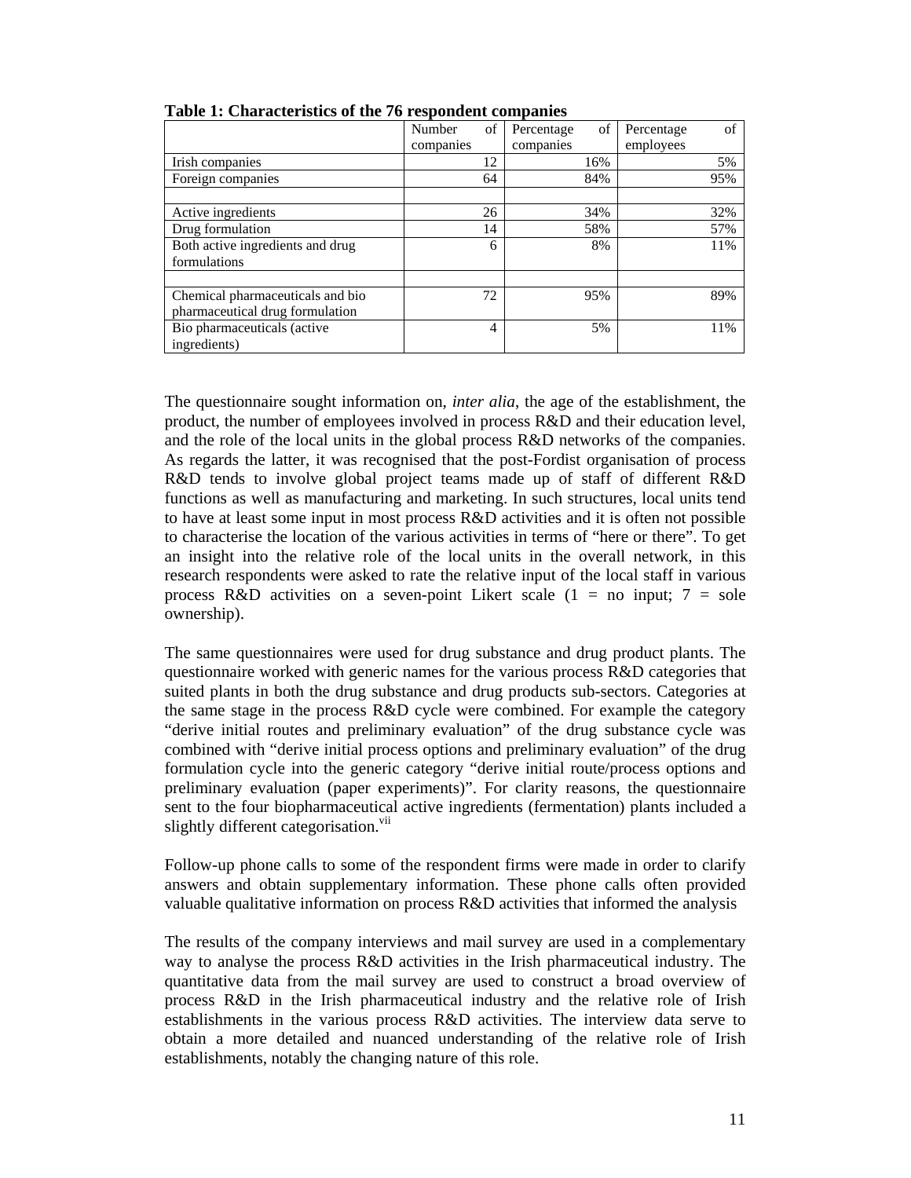**Table 1: Characteristics of the 76 respondent companies**

| | Number of companies | Percentage of companies | Percentage of employees |
|---|---|---|---|
| Irish companies | 12 | 16% | 5% |
| Foreign companies | 64 | 84% | 95% |
| | | | |
| Active ingredients | 26 | 34% | 32% |
| Drug formulation | 14 | 58% | 57% |
| Both active ingredients and drug formulations | 6 | 8% | 11% |
| | | | |
| Chemical pharmaceuticals and bio pharmaceutical drug formulation | 72 | 95% | 89% |
| Bio pharmaceuticals (active ingredients) | 4 | 5% | 11% |

The questionnaire sought information on, *inter alia*, the age of the establishment, the product, the number of employees involved in process R&D and their education level, and the role of the local units in the global process R&D networks of the companies. As regards the latter, it was recognised that the post-Fordist organisation of process R&D tends to involve global project teams made up of staff of different R&D functions as well as manufacturing and marketing. In such structures, local units tend to have at least some input in most process R&D activities and it is often not possible to characterise the location of the various activities in terms of "here or there". To get an insight into the relative role of the local units in the overall network, in this research respondents were asked to rate the relative input of the local staff in various process R&D activities on a seven-point Likert scale (1 = no input; 7 = sole ownership).

The same questionnaires were used for drug substance and drug product plants. The questionnaire worked with generic names for the various process R&D categories that suited plants in both the drug substance and drug products sub-sectors. Categories at the same stage in the process R&D cycle were combined. For example the category "derive initial routes and preliminary evaluation" of the drug substance cycle was combined with "derive initial process options and preliminary evaluation" of the drug formulation cycle into the generic category "derive initial route/process options and preliminary evaluation (paper experiments)". For clarity reasons, the questionnaire sent to the four biopharmaceutical active ingredients (fermentation) plants included a slightly different categorisation.[vii]

Follow-up phone calls to some of the respondent firms were made in order to clarify answers and obtain supplementary information. These phone calls often provided valuable qualitative information on process R&D activities that informed the analysis

The results of the company interviews and mail survey are used in a complementary way to analyse the process R&D activities in the Irish pharmaceutical industry. The quantitative data from the mail survey are used to construct a broad overview of process R&D in the Irish pharmaceutical industry and the relative role of Irish establishments in the various process R&D activities. The interview data serve to obtain a more detailed and nuanced understanding of the relative role of Irish establishments, notably the changing nature of this role.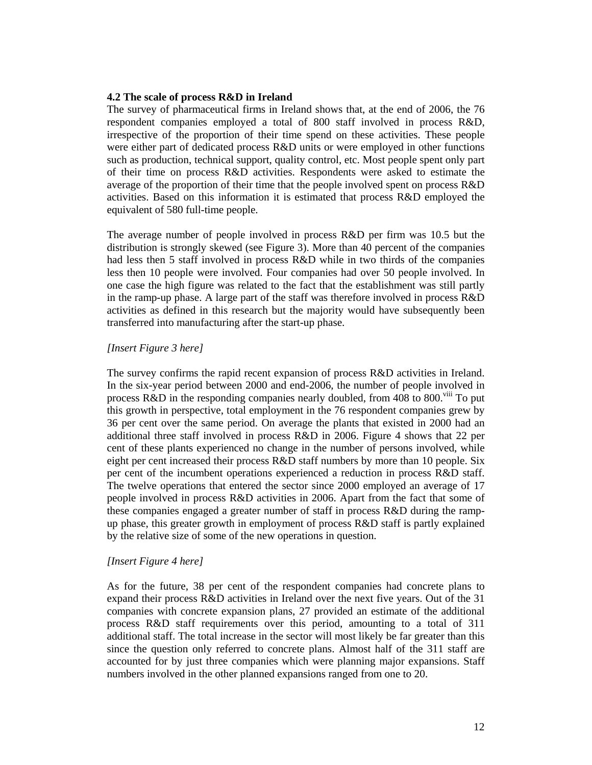**4.2 The scale of process R&D in Ireland**

The survey of pharmaceutical firms in Ireland shows that, at the end of 2006, the 76 respondent companies employed a total of 800 staff involved in process R&D, irrespective of the proportion of their time spend on these activities. These people were either part of dedicated process R&D units or were employed in other functions such as production, technical support, quality control, etc. Most people spent only part of their time on process R&D activities. Respondents were asked to estimate the average of the proportion of their time that the people involved spent on process R&D activities. Based on this information it is estimated that process R&D employed the equivalent of 580 full-time people.

The average number of people involved in process R&D per firm was 10.5 but the distribution is strongly skewed (see Figure 3). More than 40 percent of the companies had less then 5 staff involved in process R&D while in two thirds of the companies less then 10 people were involved. Four companies had over 50 people involved. In one case the high figure was related to the fact that the establishment was still partly in the ramp-up phase. A large part of the staff was therefore involved in process R&D activities as defined in this research but the majority would have subsequently been transferred into manufacturing after the start-up phase.

*[Insert Figure 3 here]*

The survey confirms the rapid recent expansion of process R&D activities in Ireland. In the six-year period between 2000 and end-2006, the number of people involved in process R&D in the responding companies nearly doubled, from 408 to 800.[viii] To put this growth in perspective, total employment in the 76 respondent companies grew by 36 per cent over the same period. On average the plants that existed in 2000 had an additional three staff involved in process R&D in 2006. Figure 4 shows that 22 per cent of these plants experienced no change in the number of persons involved, while eight per cent increased their process R&D staff numbers by more than 10 people. Six per cent of the incumbent operations experienced a reduction in process R&D staff. The twelve operations that entered the sector since 2000 employed an average of 17 people involved in process R&D activities in 2006. Apart from the fact that some of these companies engaged a greater number of staff in process R&D during the ramp-up phase, this greater growth in employment of process R&D staff is partly explained by the relative size of some of the new operations in question.

*[Insert Figure 4 here]*

As for the future, 38 per cent of the respondent companies had concrete plans to expand their process R&D activities in Ireland over the next five years. Out of the 31 companies with concrete expansion plans, 27 provided an estimate of the additional process R&D staff requirements over this period, amounting to a total of 311 additional staff. The total increase in the sector will most likely be far greater than this since the question only referred to concrete plans. Almost half of the 311 staff are accounted for by just three companies which were planning major expansions. Staff numbers involved in the other planned expansions ranged from one to 20.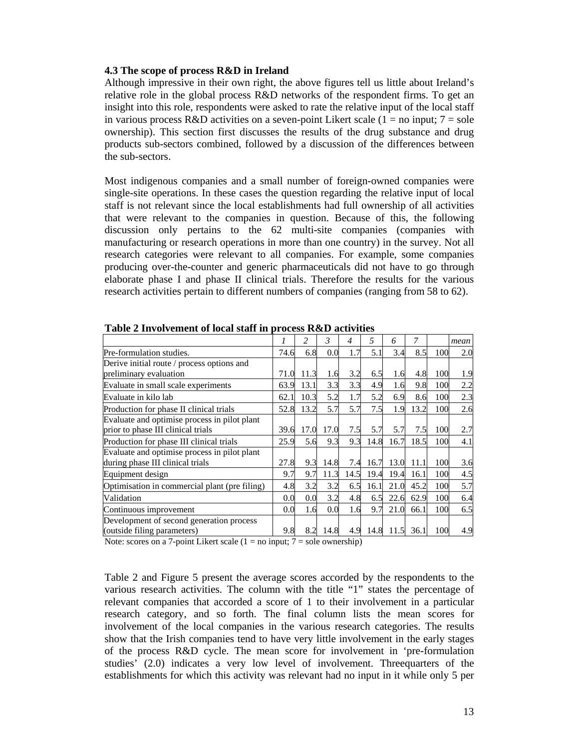### 4.3 The scope of process R&D in Ireland

Although impressive in their own right, the above figures tell us little about Ireland's relative role in the global process R&D networks of the respondent firms. To get an insight into this role, respondents were asked to rate the relative input of the local staff in various process R&D activities on a seven-point Likert scale (1 = no input; 7 = sole ownership). This section first discusses the results of the drug substance and drug products sub-sectors combined, followed by a discussion of the differences between the sub-sectors.

Most indigenous companies and a small number of foreign-owned companies were single-site operations. In these cases the question regarding the relative input of local staff is not relevant since the local establishments had full ownership of all activities that were relevant to the companies in question. Because of this, the following discussion only pertains to the 62 multi-site companies (companies with manufacturing or research operations in more than one country) in the survey. Not all research categories were relevant to all companies. For example, some companies producing over-the-counter and generic pharmaceuticals did not have to go through elaborate phase I and phase II clinical trials. Therefore the results for the various research activities pertain to different numbers of companies (ranging from 58 to 62).

**Table 2 Involvement of local staff in process R&D activities**

| | *1* | *2* | *3* | *4* | *5* | *6* | *7* | | *mean* |
|---|---|---|---|---|---|---|---|---|---|
| Pre-formulation studies. | 74.6 | 6.8 | 0.0 | 1.7 | 5.1 | 3.4 | 8.5 | 100 | 2.0 |
| Derive initial route / process options and preliminary evaluation | 71.0 | 11.3 | 1.6 | 3.2 | 6.5 | 1.6 | 4.8 | 100 | 1.9 |
| Evaluate in small scale experiments | 63.9 | 13.1 | 3.3 | 3.3 | 4.9 | 1.6 | 9.8 | 100 | 2.2 |
| Evaluate in kilo lab | 62.1 | 10.3 | 5.2 | 1.7 | 5.2 | 6.9 | 8.6 | 100 | 2.3 |
| Production for phase II clinical trials | 52.8 | 13.2 | 5.7 | 5.7 | 7.5 | 1.9 | 13.2 | 100 | 2.6 |
| Evaluate and optimise process in pilot plant prior to phase III clinical trials | 39.6 | 17.0 | 17.0 | 7.5 | 5.7 | 5.7 | 7.5 | 100 | 2.7 |
| Production for phase III clinical trials | 25.9 | 5.6 | 9.3 | 9.3 | 14.8 | 16.7 | 18.5 | 100 | 4.1 |
| Evaluate and optimise process in pilot plant during phase III clinical trials | 27.8 | 9.3 | 14.8 | 7.4 | 16.7 | 13.0 | 11.1 | 100 | 3.6 |
| Equipment design | 9.7 | 9.7 | 11.3 | 14.5 | 19.4 | 19.4 | 16.1 | 100 | 4.5 |
| Optimisation in commercial plant (pre filing) | 4.8 | 3.2 | 3.2 | 6.5 | 16.1 | 21.0 | 45.2 | 100 | 5.7 |
| Validation | 0.0 | 0.0 | 3.2 | 4.8 | 6.5 | 22.6 | 62.9 | 100 | 6.4 |
| Continuous improvement | 0.0 | 1.6 | 0.0 | 1.6 | 9.7 | 21.0 | 66.1 | 100 | 6.5 |
| Development of second generation process (outside filing parameters) | 9.8 | 8.2 | 14.8 | 4.9 | 14.8 | 11.5 | 36.1 | 100 | 4.9 |

Note: scores on a 7-point Likert scale (1 = no input; 7 = sole ownership)

Table 2 and Figure 5 present the average scores accorded by the respondents to the various research activities. The column with the title "1" states the percentage of relevant companies that accorded a score of 1 to their involvement in a particular research category, and so forth. The final column lists the mean scores for involvement of the local companies in the various research categories. The results show that the Irish companies tend to have very little involvement in the early stages of the process R&D cycle. The mean score for involvement in 'pre-formulation studies' (2.0) indicates a very low level of involvement. Threequarters of the establishments for which this activity was relevant had no input in it while only 5 per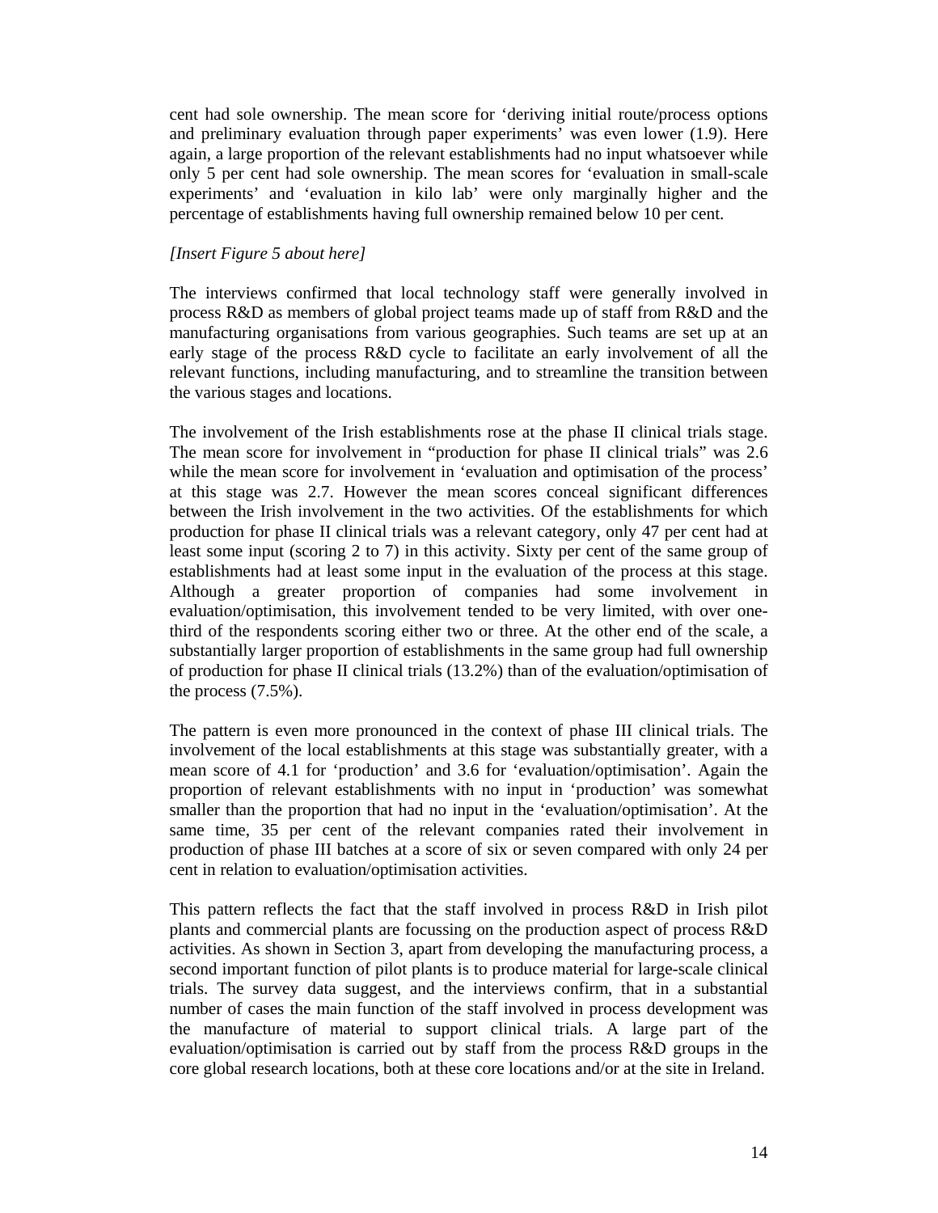cent had sole ownership. The mean score for 'deriving initial route/process options and preliminary evaluation through paper experiments' was even lower (1.9). Here again, a large proportion of the relevant establishments had no input whatsoever while only 5 per cent had sole ownership. The mean scores for 'evaluation in small-scale experiments' and 'evaluation in kilo lab' were only marginally higher and the percentage of establishments having full ownership remained below 10 per cent.

*[Insert Figure 5 about here]*

The interviews confirmed that local technology staff were generally involved in process R&D as members of global project teams made up of staff from R&D and the manufacturing organisations from various geographies. Such teams are set up at an early stage of the process R&D cycle to facilitate an early involvement of all the relevant functions, including manufacturing, and to streamline the transition between the various stages and locations.

The involvement of the Irish establishments rose at the phase II clinical trials stage. The mean score for involvement in "production for phase II clinical trials" was 2.6 while the mean score for involvement in 'evaluation and optimisation of the process' at this stage was 2.7. However the mean scores conceal significant differences between the Irish involvement in the two activities. Of the establishments for which production for phase II clinical trials was a relevant category, only 47 per cent had at least some input (scoring 2 to 7) in this activity. Sixty per cent of the same group of establishments had at least some input in the evaluation of the process at this stage. Although a greater proportion of companies had some involvement in evaluation/optimisation, this involvement tended to be very limited, with over one-third of the respondents scoring either two or three. At the other end of the scale, a substantially larger proportion of establishments in the same group had full ownership of production for phase II clinical trials (13.2%) than of the evaluation/optimisation of the process (7.5%).

The pattern is even more pronounced in the context of phase III clinical trials. The involvement of the local establishments at this stage was substantially greater, with a mean score of 4.1 for 'production' and 3.6 for 'evaluation/optimisation'. Again the proportion of relevant establishments with no input in 'production' was somewhat smaller than the proportion that had no input in the 'evaluation/optimisation'. At the same time, 35 per cent of the relevant companies rated their involvement in production of phase III batches at a score of six or seven compared with only 24 per cent in relation to evaluation/optimisation activities.

This pattern reflects the fact that the staff involved in process R&D in Irish pilot plants and commercial plants are focussing on the production aspect of process R&D activities. As shown in Section 3, apart from developing the manufacturing process, a second important function of pilot plants is to produce material for large-scale clinical trials. The survey data suggest, and the interviews confirm, that in a substantial number of cases the main function of the staff involved in process development was the manufacture of material to support clinical trials. A large part of the evaluation/optimisation is carried out by staff from the process R&D groups in the core global research locations, both at these core locations and/or at the site in Ireland.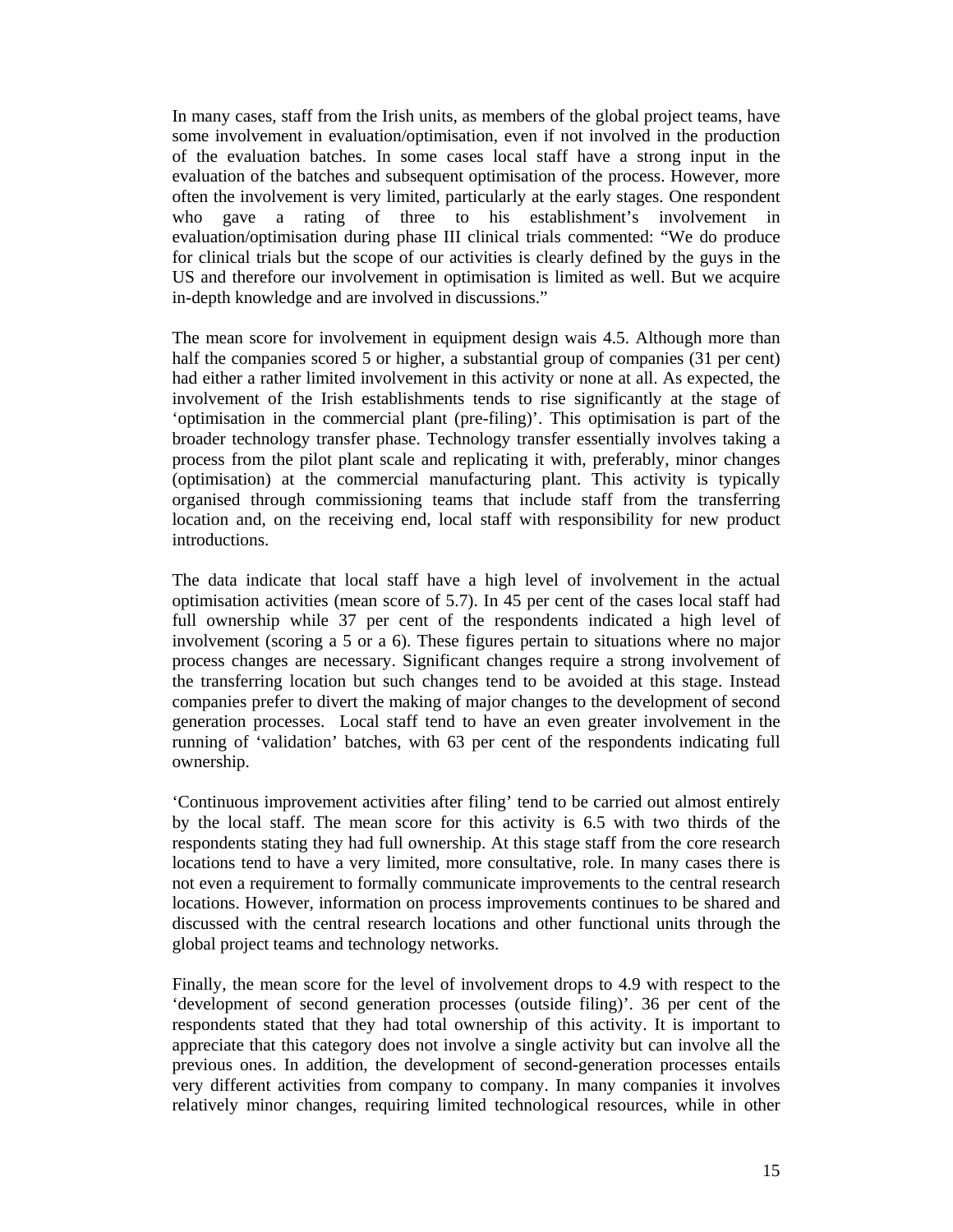In many cases, staff from the Irish units, as members of the global project teams, have some involvement in evaluation/optimisation, even if not involved in the production of the evaluation batches. In some cases local staff have a strong input in the evaluation of the batches and subsequent optimisation of the process. However, more often the involvement is very limited, particularly at the early stages. One respondent who gave a rating of three to his establishment's involvement in evaluation/optimisation during phase III clinical trials commented: "We do produce for clinical trials but the scope of our activities is clearly defined by the guys in the US and therefore our involvement in optimisation is limited as well. But we acquire in-depth knowledge and are involved in discussions."

The mean score for involvement in equipment design wais 4.5. Although more than half the companies scored 5 or higher, a substantial group of companies (31 per cent) had either a rather limited involvement in this activity or none at all. As expected, the involvement of the Irish establishments tends to rise significantly at the stage of 'optimisation in the commercial plant (pre-filing)'. This optimisation is part of the broader technology transfer phase. Technology transfer essentially involves taking a process from the pilot plant scale and replicating it with, preferably, minor changes (optimisation) at the commercial manufacturing plant. This activity is typically organised through commissioning teams that include staff from the transferring location and, on the receiving end, local staff with responsibility for new product introductions.

The data indicate that local staff have a high level of involvement in the actual optimisation activities (mean score of 5.7). In 45 per cent of the cases local staff had full ownership while 37 per cent of the respondents indicated a high level of involvement (scoring a 5 or a 6). These figures pertain to situations where no major process changes are necessary. Significant changes require a strong involvement of the transferring location but such changes tend to be avoided at this stage. Instead companies prefer to divert the making of major changes to the development of second generation processes. Local staff tend to have an even greater involvement in the running of 'validation' batches, with 63 per cent of the respondents indicating full ownership.

'Continuous improvement activities after filing' tend to be carried out almost entirely by the local staff. The mean score for this activity is 6.5 with two thirds of the respondents stating they had full ownership. At this stage staff from the core research locations tend to have a very limited, more consultative, role. In many cases there is not even a requirement to formally communicate improvements to the central research locations. However, information on process improvements continues to be shared and discussed with the central research locations and other functional units through the global project teams and technology networks.

Finally, the mean score for the level of involvement drops to 4.9 with respect to the 'development of second generation processes (outside filing)'. 36 per cent of the respondents stated that they had total ownership of this activity. It is important to appreciate that this category does not involve a single activity but can involve all the previous ones. In addition, the development of second-generation processes entails very different activities from company to company. In many companies it involves relatively minor changes, requiring limited technological resources, while in other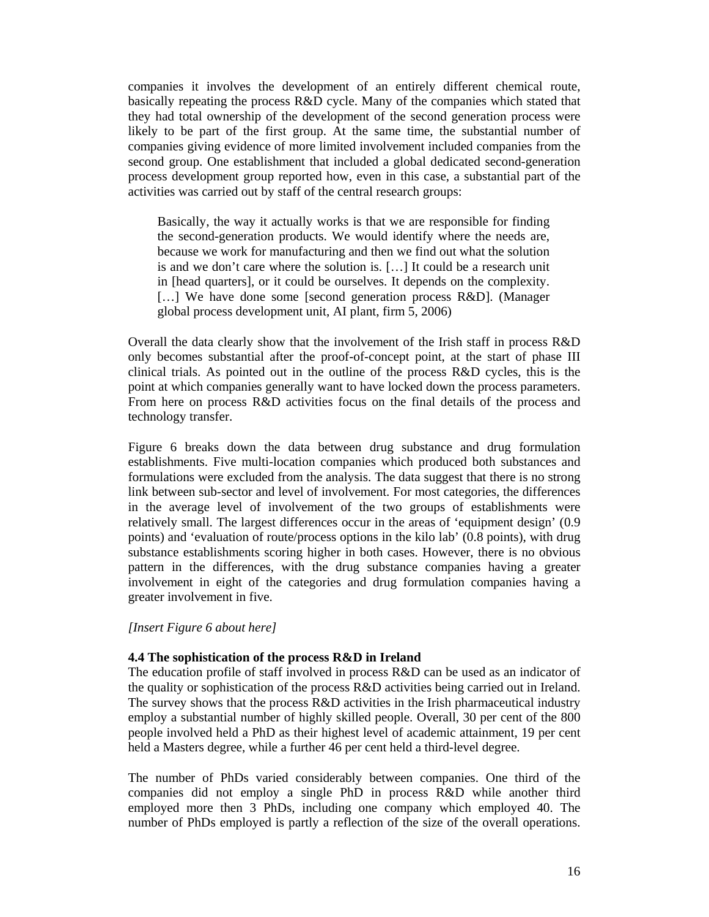companies it involves the development of an entirely different chemical route, basically repeating the process R&D cycle. Many of the companies which stated that they had total ownership of the development of the second generation process were likely to be part of the first group. At the same time, the substantial number of companies giving evidence of more limited involvement included companies from the second group. One establishment that included a global dedicated second-generation process development group reported how, even in this case, a substantial part of the activities was carried out by staff of the central research groups:

> Basically, the way it actually works is that we are responsible for finding the second-generation products. We would identify where the needs are, because we work for manufacturing and then we find out what the solution is and we don't care where the solution is. […] It could be a research unit in [head quarters], or it could be ourselves. It depends on the complexity. […] We have done some [second generation process R&D]. (Manager global process development unit, AI plant, firm 5, 2006)

Overall the data clearly show that the involvement of the Irish staff in process R&D only becomes substantial after the proof-of-concept point, at the start of phase III clinical trials. As pointed out in the outline of the process R&D cycles, this is the point at which companies generally want to have locked down the process parameters. From here on process R&D activities focus on the final details of the process and technology transfer.

Figure 6 breaks down the data between drug substance and drug formulation establishments. Five multi-location companies which produced both substances and formulations were excluded from the analysis. The data suggest that there is no strong link between sub-sector and level of involvement. For most categories, the differences in the average level of involvement of the two groups of establishments were relatively small. The largest differences occur in the areas of 'equipment design' (0.9 points) and 'evaluation of route/process options in the kilo lab' (0.8 points), with drug substance establishments scoring higher in both cases. However, there is no obvious pattern in the differences, with the drug substance companies having a greater involvement in eight of the categories and drug formulation companies having a greater involvement in five.

*[Insert Figure 6 about here]*

### 4.4 The sophistication of the process R&D in Ireland

The education profile of staff involved in process R&D can be used as an indicator of the quality or sophistication of the process R&D activities being carried out in Ireland. The survey shows that the process R&D activities in the Irish pharmaceutical industry employ a substantial number of highly skilled people. Overall, 30 per cent of the 800 people involved held a PhD as their highest level of academic attainment, 19 per cent held a Masters degree, while a further 46 per cent held a third-level degree.

The number of PhDs varied considerably between companies. One third of the companies did not employ a single PhD in process R&D while another third employed more then 3 PhDs, including one company which employed 40. The number of PhDs employed is partly a reflection of the size of the overall operations.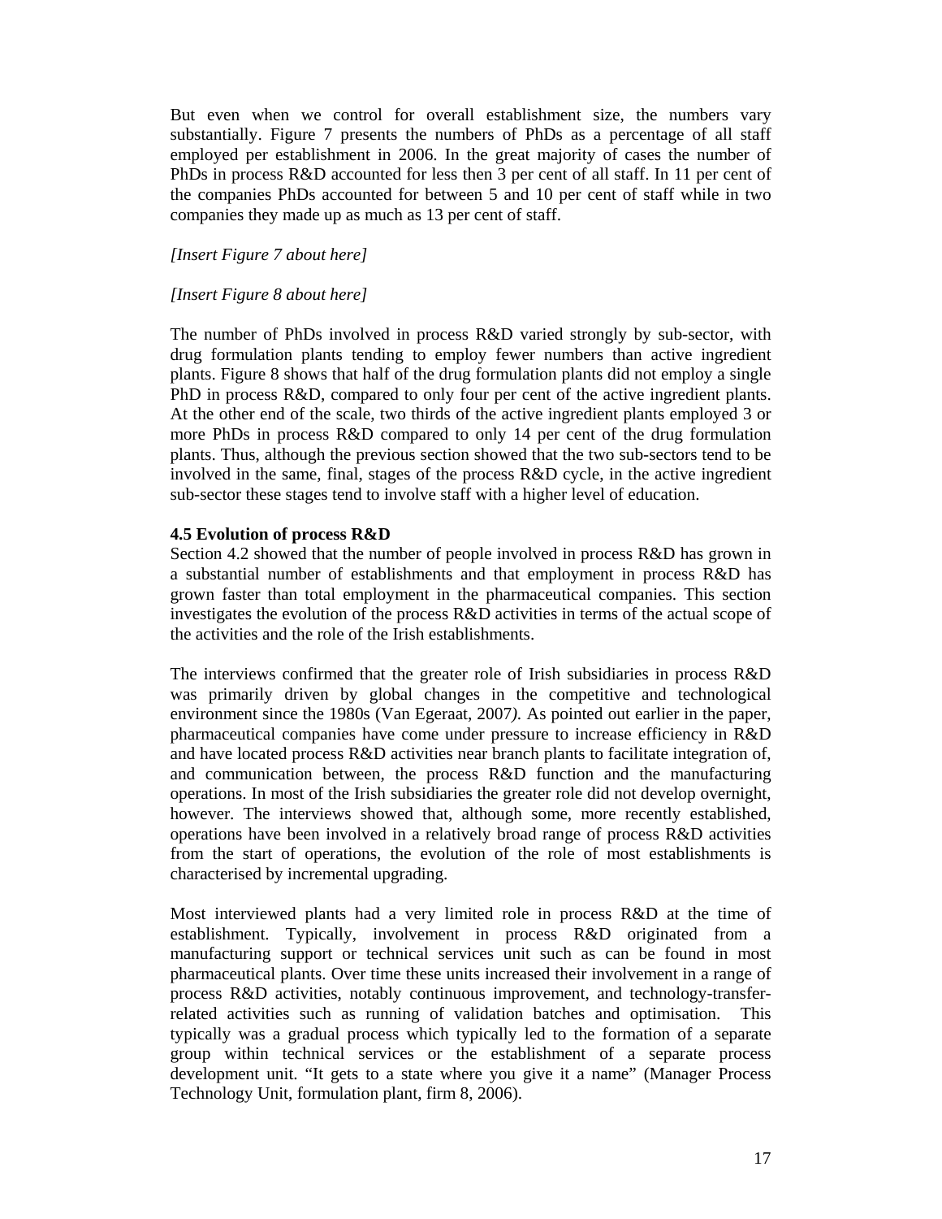But even when we control for overall establishment size, the numbers vary substantially. Figure 7 presents the numbers of PhDs as a percentage of all staff employed per establishment in 2006. In the great majority of cases the number of PhDs in process R&D accounted for less then 3 per cent of all staff. In 11 per cent of the companies PhDs accounted for between 5 and 10 per cent of staff while in two companies they made up as much as 13 per cent of staff.

*[Insert Figure 7 about here]*

*[Insert Figure 8 about here]*

The number of PhDs involved in process R&D varied strongly by sub-sector, with drug formulation plants tending to employ fewer numbers than active ingredient plants. Figure 8 shows that half of the drug formulation plants did not employ a single PhD in process R&D, compared to only four per cent of the active ingredient plants. At the other end of the scale, two thirds of the active ingredient plants employed 3 or more PhDs in process R&D compared to only 14 per cent of the drug formulation plants. Thus, although the previous section showed that the two sub-sectors tend to be involved in the same, final, stages of the process R&D cycle, in the active ingredient sub-sector these stages tend to involve staff with a higher level of education.

**4.5 Evolution of process R&D**

Section 4.2 showed that the number of people involved in process R&D has grown in a substantial number of establishments and that employment in process R&D has grown faster than total employment in the pharmaceutical companies. This section investigates the evolution of the process R&D activities in terms of the actual scope of the activities and the role of the Irish establishments.

The interviews confirmed that the greater role of Irish subsidiaries in process R&D was primarily driven by global changes in the competitive and technological environment since the 1980s (Van Egeraat, 2007). As pointed out earlier in the paper, pharmaceutical companies have come under pressure to increase efficiency in R&D and have located process R&D activities near branch plants to facilitate integration of, and communication between, the process R&D function and the manufacturing operations. In most of the Irish subsidiaries the greater role did not develop overnight, however. The interviews showed that, although some, more recently established, operations have been involved in a relatively broad range of process R&D activities from the start of operations, the evolution of the role of most establishments is characterised by incremental upgrading.

Most interviewed plants had a very limited role in process R&D at the time of establishment. Typically, involvement in process R&D originated from a manufacturing support or technical services unit such as can be found in most pharmaceutical plants. Over time these units increased their involvement in a range of process R&D activities, notably continuous improvement, and technology-transfer-related activities such as running of validation batches and optimisation. This typically was a gradual process which typically led to the formation of a separate group within technical services or the establishment of a separate process development unit. “It gets to a state where you give it a name” (Manager Process Technology Unit, formulation plant, firm 8, 2006).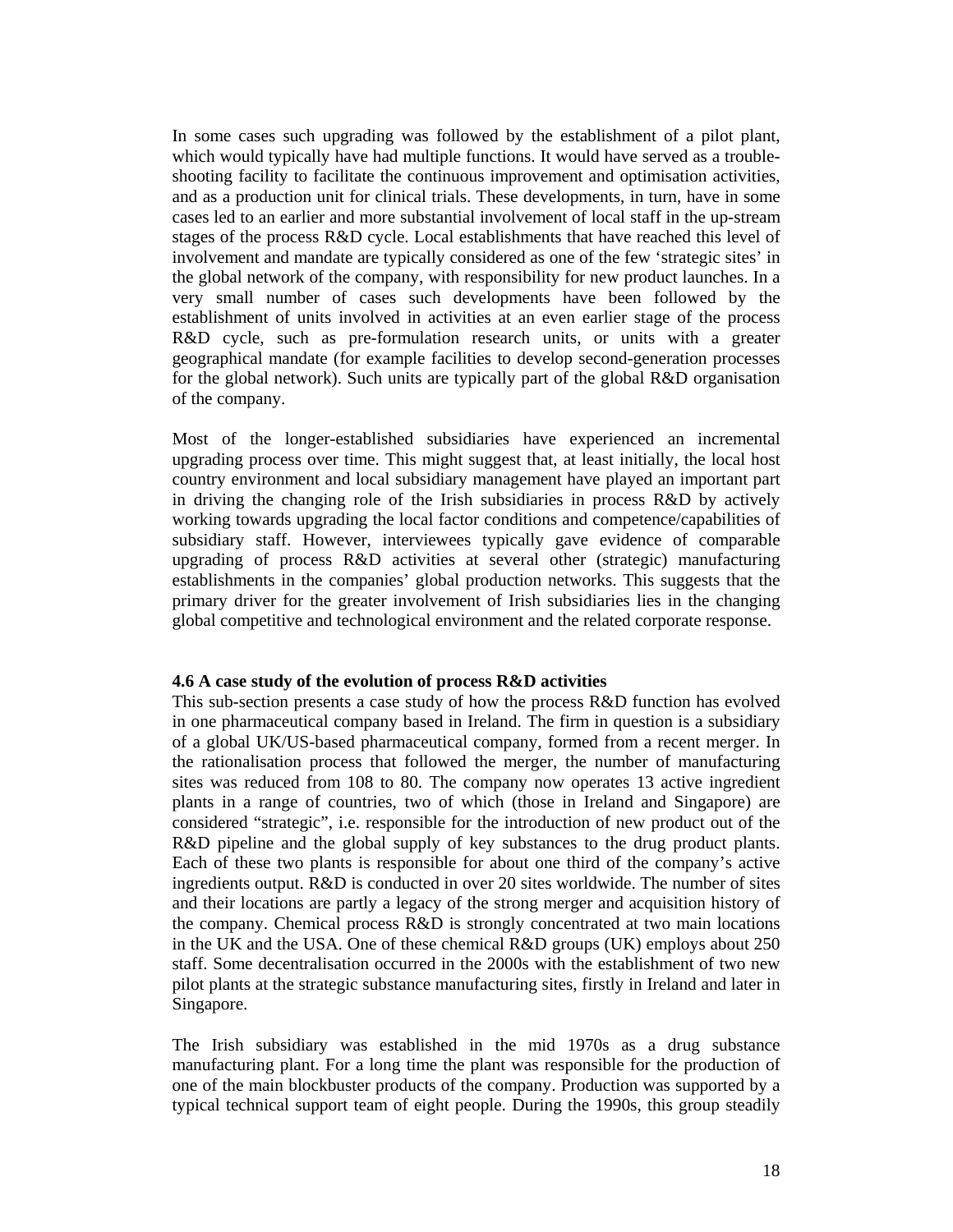In some cases such upgrading was followed by the establishment of a pilot plant, which would typically have had multiple functions. It would have served as a trouble-shooting facility to facilitate the continuous improvement and optimisation activities, and as a production unit for clinical trials. These developments, in turn, have in some cases led to an earlier and more substantial involvement of local staff in the up-stream stages of the process R&D cycle. Local establishments that have reached this level of involvement and mandate are typically considered as one of the few 'strategic sites' in the global network of the company, with responsibility for new product launches. In a very small number of cases such developments have been followed by the establishment of units involved in activities at an even earlier stage of the process R&D cycle, such as pre-formulation research units, or units with a greater geographical mandate (for example facilities to develop second-generation processes for the global network). Such units are typically part of the global R&D organisation of the company.

Most of the longer-established subsidiaries have experienced an incremental upgrading process over time. This might suggest that, at least initially, the local host country environment and local subsidiary management have played an important part in driving the changing role of the Irish subsidiaries in process R&D by actively working towards upgrading the local factor conditions and competence/capabilities of subsidiary staff. However, interviewees typically gave evidence of comparable upgrading of process R&D activities at several other (strategic) manufacturing establishments in the companies' global production networks. This suggests that the primary driver for the greater involvement of Irish subsidiaries lies in the changing global competitive and technological environment and the related corporate response.

### 4.6 A case study of the evolution of process R&D activities

This sub-section presents a case study of how the process R&D function has evolved in one pharmaceutical company based in Ireland. The firm in question is a subsidiary of a global UK/US-based pharmaceutical company, formed from a recent merger. In the rationalisation process that followed the merger, the number of manufacturing sites was reduced from 108 to 80. The company now operates 13 active ingredient plants in a range of countries, two of which (those in Ireland and Singapore) are considered "strategic", i.e. responsible for the introduction of new product out of the R&D pipeline and the global supply of key substances to the drug product plants. Each of these two plants is responsible for about one third of the company's active ingredients output. R&D is conducted in over 20 sites worldwide. The number of sites and their locations are partly a legacy of the strong merger and acquisition history of the company. Chemical process R&D is strongly concentrated at two main locations in the UK and the USA. One of these chemical R&D groups (UK) employs about 250 staff. Some decentralisation occurred in the 2000s with the establishment of two new pilot plants at the strategic substance manufacturing sites, firstly in Ireland and later in Singapore.

The Irish subsidiary was established in the mid 1970s as a drug substance manufacturing plant. For a long time the plant was responsible for the production of one of the main blockbuster products of the company. Production was supported by a typical technical support team of eight people. During the 1990s, this group steadily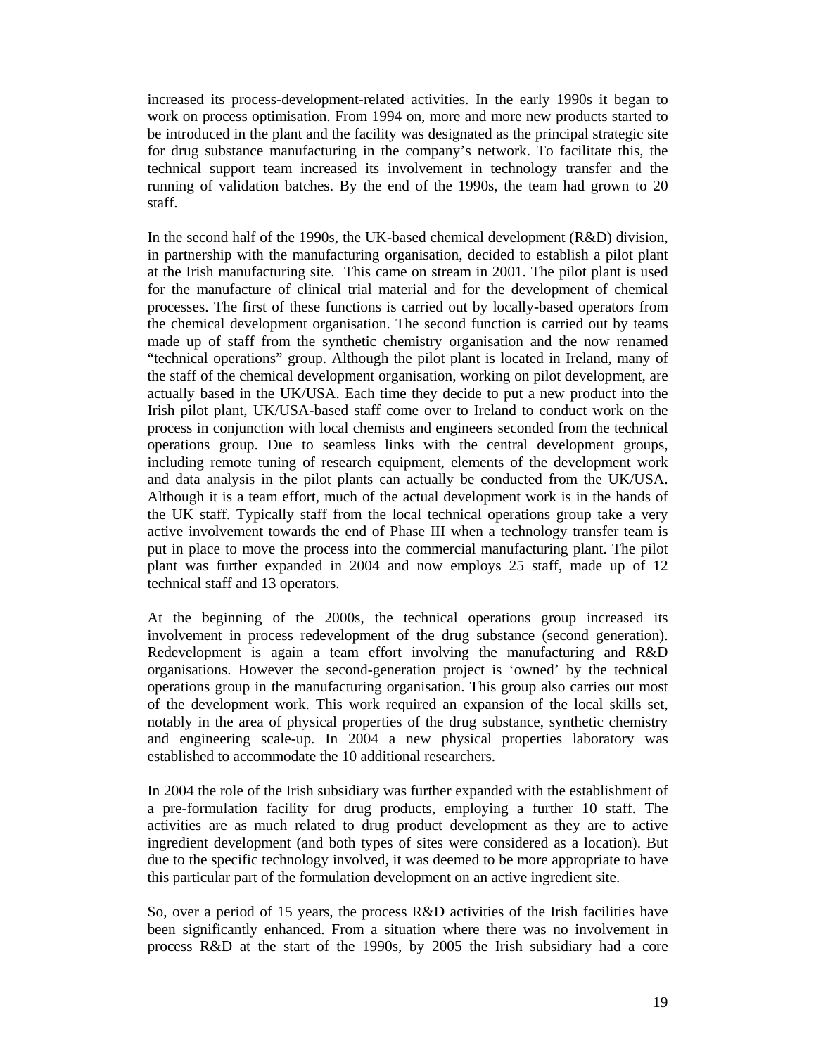increased its process-development-related activities. In the early 1990s it began to work on process optimisation. From 1994 on, more and more new products started to be introduced in the plant and the facility was designated as the principal strategic site for drug substance manufacturing in the company's network. To facilitate this, the technical support team increased its involvement in technology transfer and the running of validation batches. By the end of the 1990s, the team had grown to 20 staff.

In the second half of the 1990s, the UK-based chemical development (R&D) division, in partnership with the manufacturing organisation, decided to establish a pilot plant at the Irish manufacturing site. This came on stream in 2001. The pilot plant is used for the manufacture of clinical trial material and for the development of chemical processes. The first of these functions is carried out by locally-based operators from the chemical development organisation. The second function is carried out by teams made up of staff from the synthetic chemistry organisation and the now renamed "technical operations" group. Although the pilot plant is located in Ireland, many of the staff of the chemical development organisation, working on pilot development, are actually based in the UK/USA. Each time they decide to put a new product into the Irish pilot plant, UK/USA-based staff come over to Ireland to conduct work on the process in conjunction with local chemists and engineers seconded from the technical operations group. Due to seamless links with the central development groups, including remote tuning of research equipment, elements of the development work and data analysis in the pilot plants can actually be conducted from the UK/USA. Although it is a team effort, much of the actual development work is in the hands of the UK staff. Typically staff from the local technical operations group take a very active involvement towards the end of Phase III when a technology transfer team is put in place to move the process into the commercial manufacturing plant. The pilot plant was further expanded in 2004 and now employs 25 staff, made up of 12 technical staff and 13 operators.

At the beginning of the 2000s, the technical operations group increased its involvement in process redevelopment of the drug substance (second generation). Redevelopment is again a team effort involving the manufacturing and R&D organisations. However the second-generation project is 'owned' by the technical operations group in the manufacturing organisation. This group also carries out most of the development work. This work required an expansion of the local skills set, notably in the area of physical properties of the drug substance, synthetic chemistry and engineering scale-up. In 2004 a new physical properties laboratory was established to accommodate the 10 additional researchers.

In 2004 the role of the Irish subsidiary was further expanded with the establishment of a pre-formulation facility for drug products, employing a further 10 staff. The activities are as much related to drug product development as they are to active ingredient development (and both types of sites were considered as a location). But due to the specific technology involved, it was deemed to be more appropriate to have this particular part of the formulation development on an active ingredient site.

So, over a period of 15 years, the process R&D activities of the Irish facilities have been significantly enhanced. From a situation where there was no involvement in process R&D at the start of the 1990s, by 2005 the Irish subsidiary had a core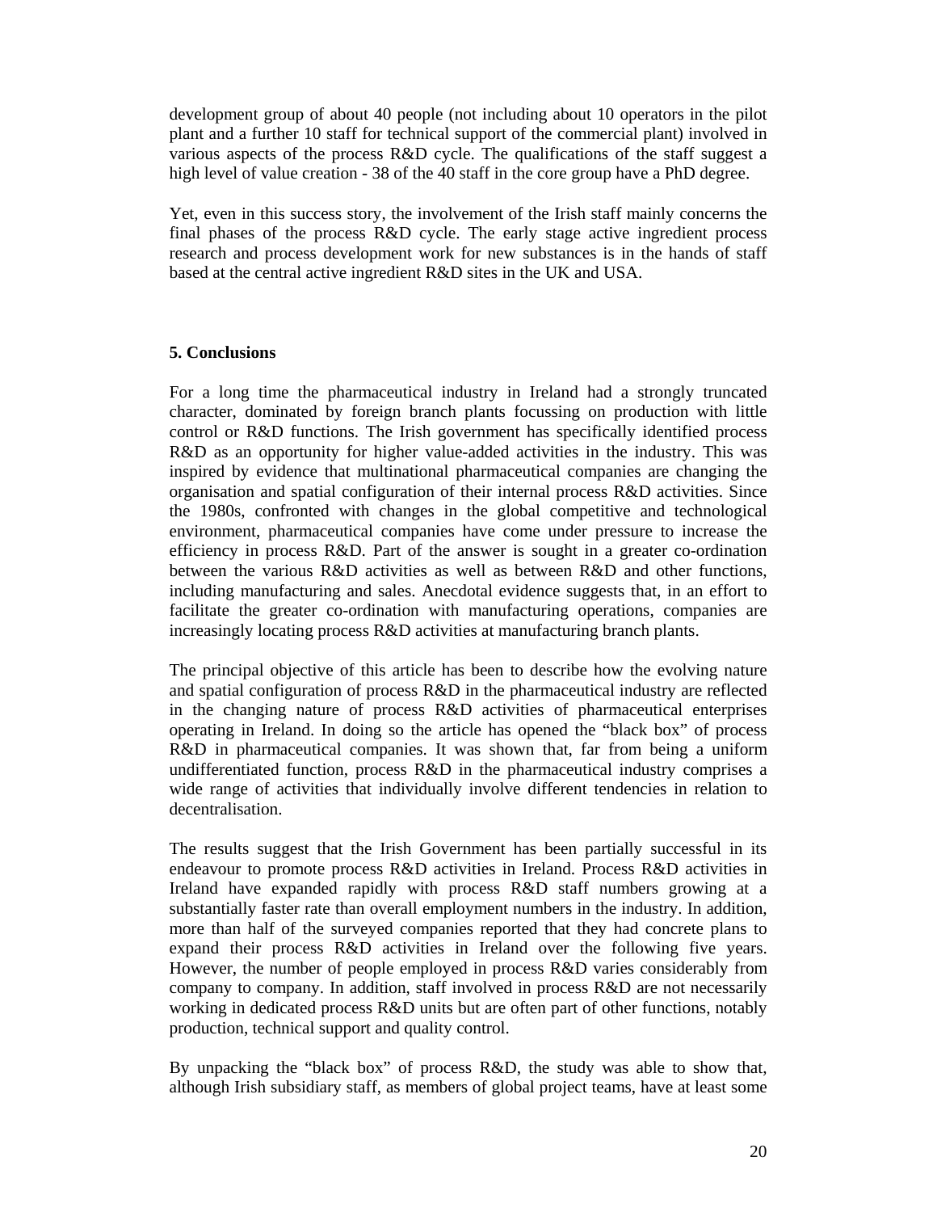development group of about 40 people (not including about 10 operators in the pilot plant and a further 10 staff for technical support of the commercial plant) involved in various aspects of the process R&D cycle. The qualifications of the staff suggest a high level of value creation - 38 of the 40 staff in the core group have a PhD degree.

Yet, even in this success story, the involvement of the Irish staff mainly concerns the final phases of the process R&D cycle. The early stage active ingredient process research and process development work for new substances is in the hands of staff based at the central active ingredient R&D sites in the UK and USA.

## 5. Conclusions

For a long time the pharmaceutical industry in Ireland had a strongly truncated character, dominated by foreign branch plants focussing on production with little control or R&D functions. The Irish government has specifically identified process R&D as an opportunity for higher value-added activities in the industry. This was inspired by evidence that multinational pharmaceutical companies are changing the organisation and spatial configuration of their internal process R&D activities. Since the 1980s, confronted with changes in the global competitive and technological environment, pharmaceutical companies have come under pressure to increase the efficiency in process R&D. Part of the answer is sought in a greater co-ordination between the various R&D activities as well as between R&D and other functions, including manufacturing and sales. Anecdotal evidence suggests that, in an effort to facilitate the greater co-ordination with manufacturing operations, companies are increasingly locating process R&D activities at manufacturing branch plants.

The principal objective of this article has been to describe how the evolving nature and spatial configuration of process R&D in the pharmaceutical industry are reflected in the changing nature of process R&D activities of pharmaceutical enterprises operating in Ireland. In doing so the article has opened the "black box" of process R&D in pharmaceutical companies. It was shown that, far from being a uniform undifferentiated function, process R&D in the pharmaceutical industry comprises a wide range of activities that individually involve different tendencies in relation to decentralisation.

The results suggest that the Irish Government has been partially successful in its endeavour to promote process R&D activities in Ireland. Process R&D activities in Ireland have expanded rapidly with process R&D staff numbers growing at a substantially faster rate than overall employment numbers in the industry. In addition, more than half of the surveyed companies reported that they had concrete plans to expand their process R&D activities in Ireland over the following five years. However, the number of people employed in process R&D varies considerably from company to company. In addition, staff involved in process R&D are not necessarily working in dedicated process R&D units but are often part of other functions, notably production, technical support and quality control.

By unpacking the "black box" of process R&D, the study was able to show that, although Irish subsidiary staff, as members of global project teams, have at least some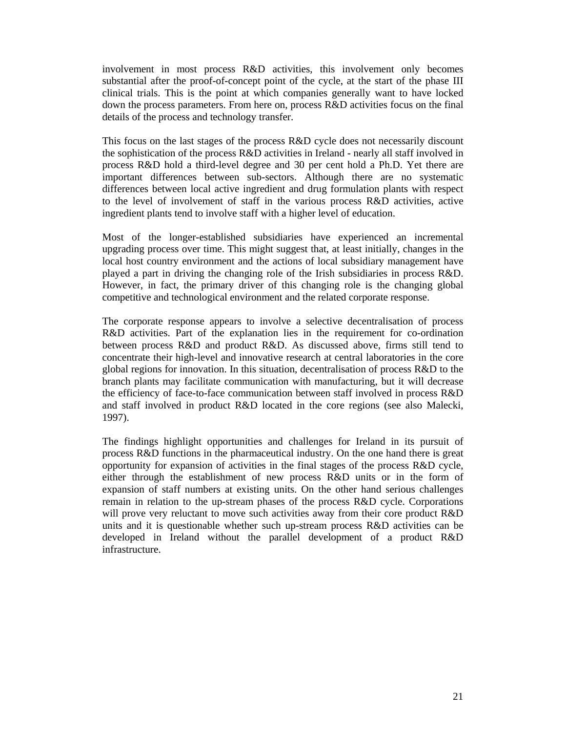involvement in most process R&D activities, this involvement only becomes substantial after the proof-of-concept point of the cycle, at the start of the phase III clinical trials. This is the point at which companies generally want to have locked down the process parameters. From here on, process R&D activities focus on the final details of the process and technology transfer.

This focus on the last stages of the process R&D cycle does not necessarily discount the sophistication of the process R&D activities in Ireland - nearly all staff involved in process R&D hold a third-level degree and 30 per cent hold a Ph.D. Yet there are important differences between sub-sectors. Although there are no systematic differences between local active ingredient and drug formulation plants with respect to the level of involvement of staff in the various process R&D activities, active ingredient plants tend to involve staff with a higher level of education.

Most of the longer-established subsidiaries have experienced an incremental upgrading process over time. This might suggest that, at least initially, changes in the local host country environment and the actions of local subsidiary management have played a part in driving the changing role of the Irish subsidiaries in process R&D. However, in fact, the primary driver of this changing role is the changing global competitive and technological environment and the related corporate response.

The corporate response appears to involve a selective decentralisation of process R&D activities. Part of the explanation lies in the requirement for co-ordination between process R&D and product R&D. As discussed above, firms still tend to concentrate their high-level and innovative research at central laboratories in the core global regions for innovation. In this situation, decentralisation of process R&D to the branch plants may facilitate communication with manufacturing, but it will decrease the efficiency of face-to-face communication between staff involved in process R&D and staff involved in product R&D located in the core regions (see also Malecki, 1997).

The findings highlight opportunities and challenges for Ireland in its pursuit of process R&D functions in the pharmaceutical industry. On the one hand there is great opportunity for expansion of activities in the final stages of the process R&D cycle, either through the establishment of new process R&D units or in the form of expansion of staff numbers at existing units. On the other hand serious challenges remain in relation to the up-stream phases of the process R&D cycle. Corporations will prove very reluctant to move such activities away from their core product R&D units and it is questionable whether such up-stream process R&D activities can be developed in Ireland without the parallel development of a product R&D infrastructure.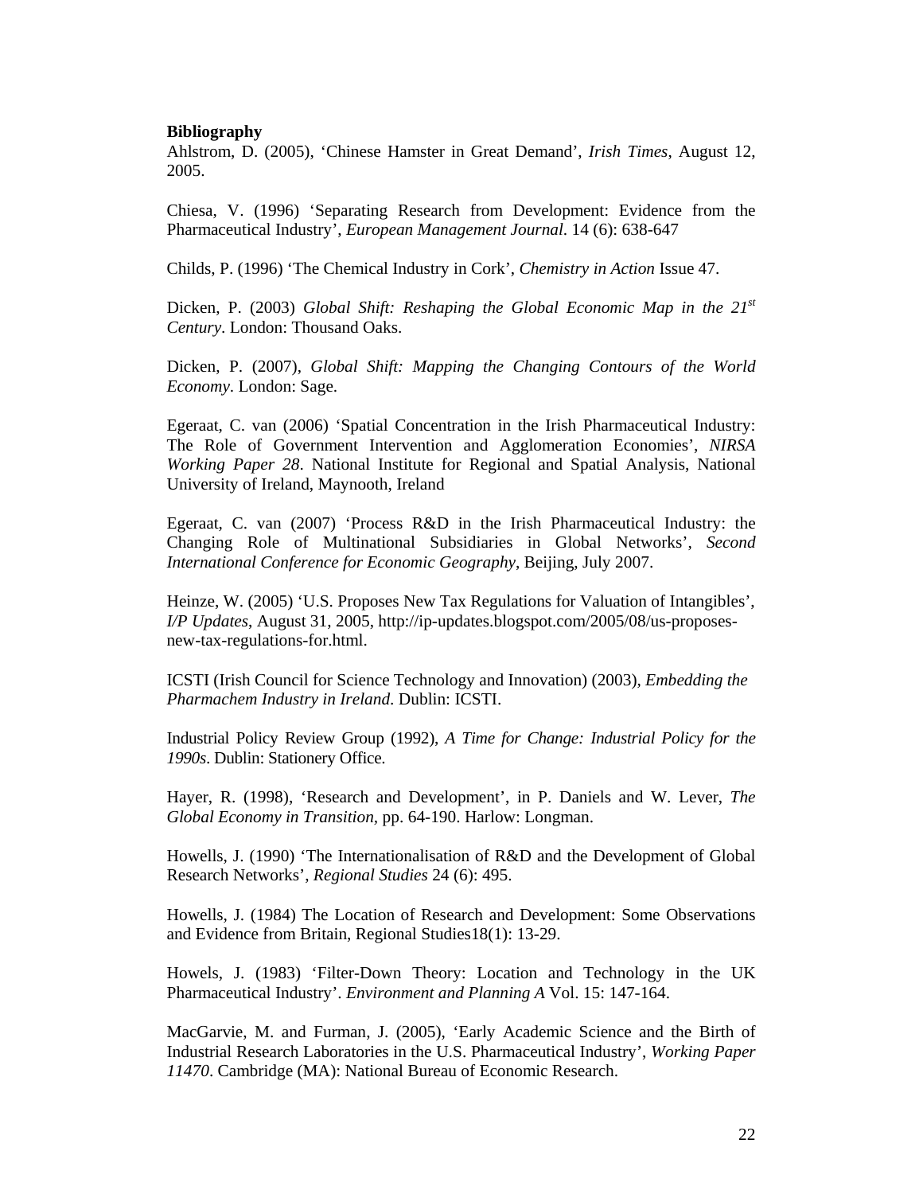**Bibliography**

Ahlstrom, D. (2005), 'Chinese Hamster in Great Demand', *Irish Times*, August 12, 2005.

Chiesa, V. (1996) 'Separating Research from Development: Evidence from the Pharmaceutical Industry', *European Management Journal*. 14 (6): 638-647

Childs, P. (1996) 'The Chemical Industry in Cork', *Chemistry in Action* Issue 47.

Dicken, P. (2003) *Global Shift: Reshaping the Global Economic Map in the 21st Century*. London: Thousand Oaks.

Dicken, P. (2007), *Global Shift: Mapping the Changing Contours of the World Economy*. London: Sage.

Egeraat, C. van (2006) 'Spatial Concentration in the Irish Pharmaceutical Industry: The Role of Government Intervention and Agglomeration Economies', *NIRSA Working Paper 28*. National Institute for Regional and Spatial Analysis, National University of Ireland, Maynooth, Ireland

Egeraat, C. van (2007) 'Process R&D in the Irish Pharmaceutical Industry: the Changing Role of Multinational Subsidiaries in Global Networks', *Second International Conference for Economic Geography*, Beijing, July 2007.

Heinze, W. (2005) 'U.S. Proposes New Tax Regulations for Valuation of Intangibles', *I/P Updates*, August 31, 2005, http://ip-updates.blogspot.com/2005/08/us-proposes-new-tax-regulations-for.html.

ICSTI (Irish Council for Science Technology and Innovation) (2003), *Embedding the Pharmachem Industry in Ireland*. Dublin: ICSTI.

Industrial Policy Review Group (1992), *A Time for Change: Industrial Policy for the 1990s*. Dublin: Stationery Office.

Hayer, R. (1998), 'Research and Development', in P. Daniels and W. Lever, *The Global Economy in Transition*, pp. 64-190. Harlow: Longman.

Howells, J. (1990) 'The Internationalisation of R&D and the Development of Global Research Networks', *Regional Studies* 24 (6): 495.

Howells, J. (1984) The Location of Research and Development: Some Observations and Evidence from Britain, Regional Studies18(1): 13-29.

Howels, J. (1983) 'Filter-Down Theory: Location and Technology in the UK Pharmaceutical Industry'. *Environment and Planning A* Vol. 15: 147-164.

MacGarvie, M. and Furman, J. (2005), 'Early Academic Science and the Birth of Industrial Research Laboratories in the U.S. Pharmaceutical Industry', *Working Paper 11470*. Cambridge (MA): National Bureau of Economic Research.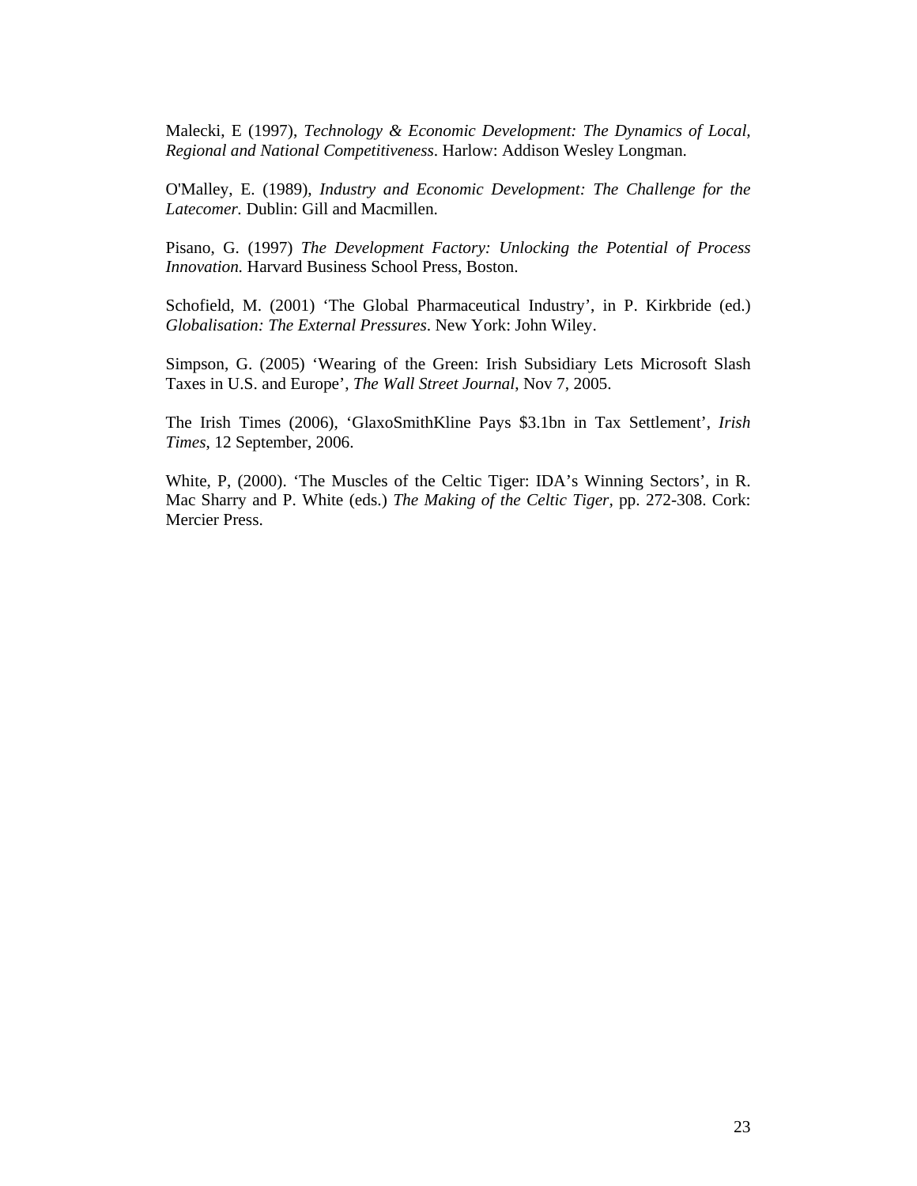Malecki, E (1997), *Technology & Economic Development: The Dynamics of Local, Regional and National Competitiveness*. Harlow: Addison Wesley Longman.

O'Malley, E. (1989), *Industry and Economic Development: The Challenge for the Latecomer.* Dublin: Gill and Macmillen.

Pisano, G. (1997) *The Development Factory: Unlocking the Potential of Process Innovation.* Harvard Business School Press, Boston.

Schofield, M. (2001) 'The Global Pharmaceutical Industry', in P. Kirkbride (ed.) *Globalisation: The External Pressures*. New York: John Wiley.

Simpson, G. (2005) 'Wearing of the Green: Irish Subsidiary Lets Microsoft Slash Taxes in U.S. and Europe', *The Wall Street Journal*, Nov 7, 2005.

The Irish Times (2006), 'GlaxoSmithKline Pays $3.1bn in Tax Settlement', *Irish Times*, 12 September, 2006.

White, P, (2000). 'The Muscles of the Celtic Tiger: IDA's Winning Sectors', in R. Mac Sharry and P. White (eds.) *The Making of the Celtic Tiger,* pp. 272-308. Cork: Mercier Press.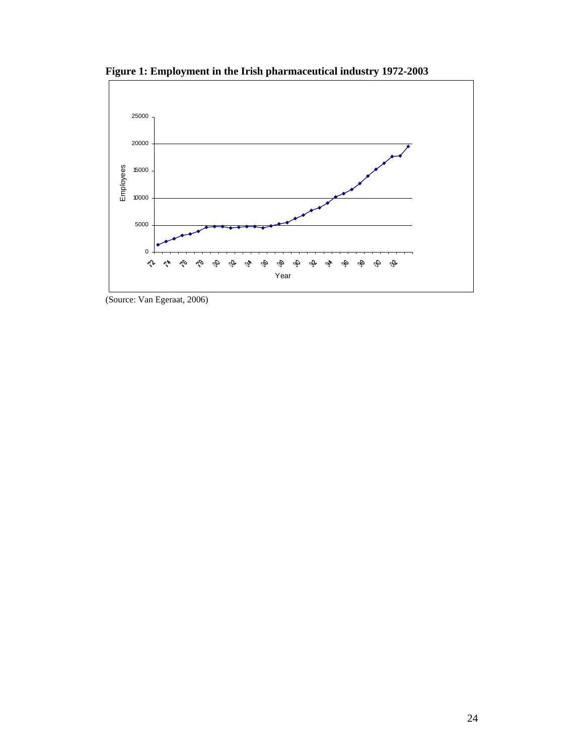**Figure 1: Employment in the Irish pharmaceutical industry 1972-2003**

(Source: Van Egeraat, 2006)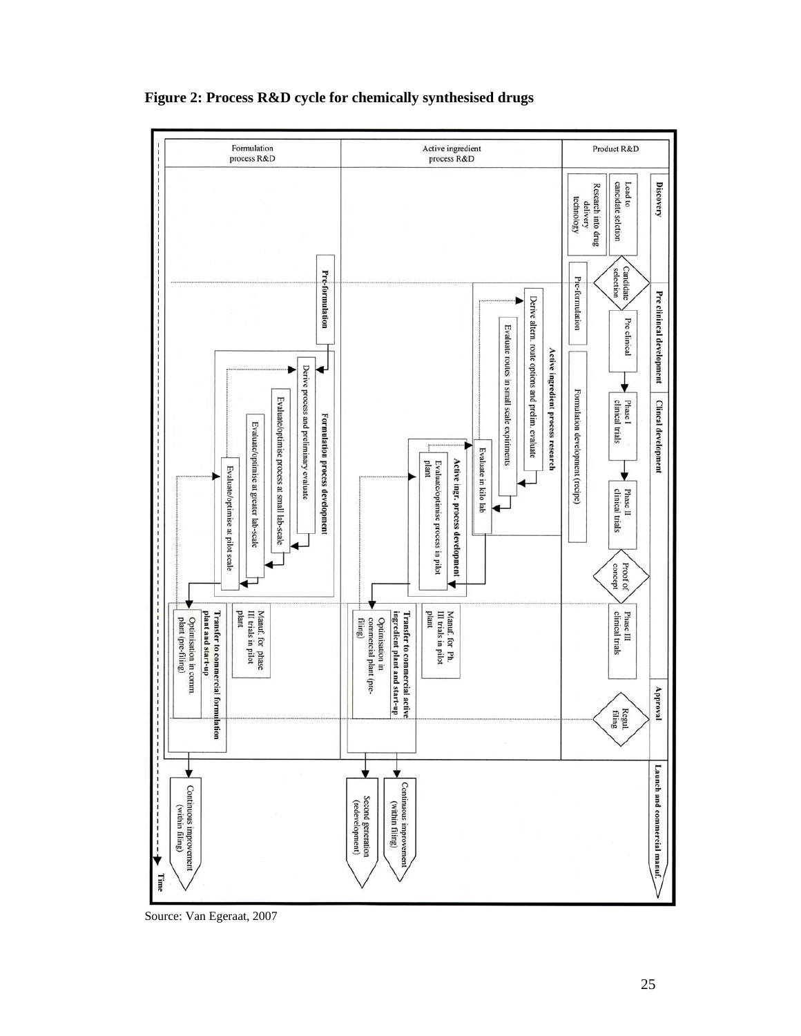**Figure 2: Process R&D cycle for chemically synthesised drugs**

Source: Van Egeraat, 2007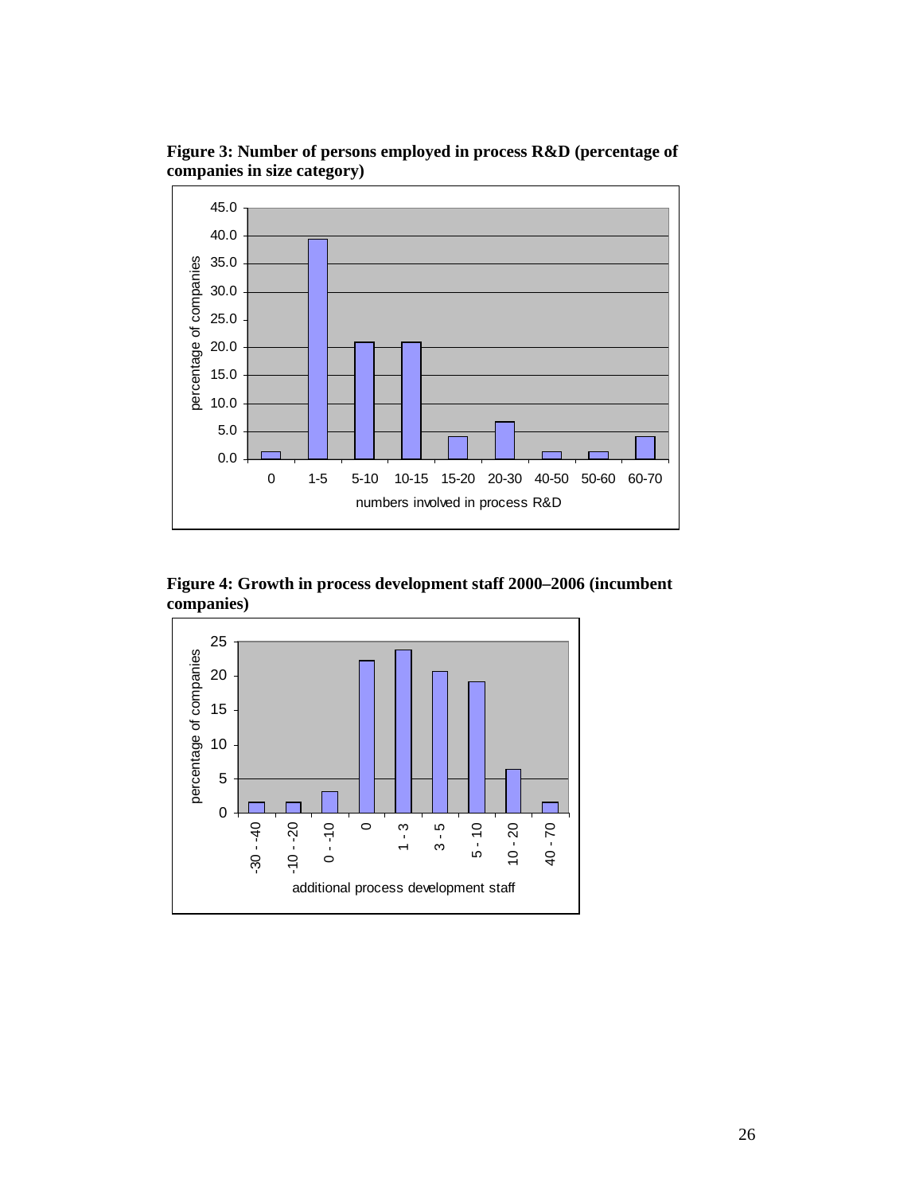**Figure 3: Number of persons employed in process R&D (percentage of companies in size category)**

**Figure 4: Growth in process development staff 2000–2006 (incumbent companies)**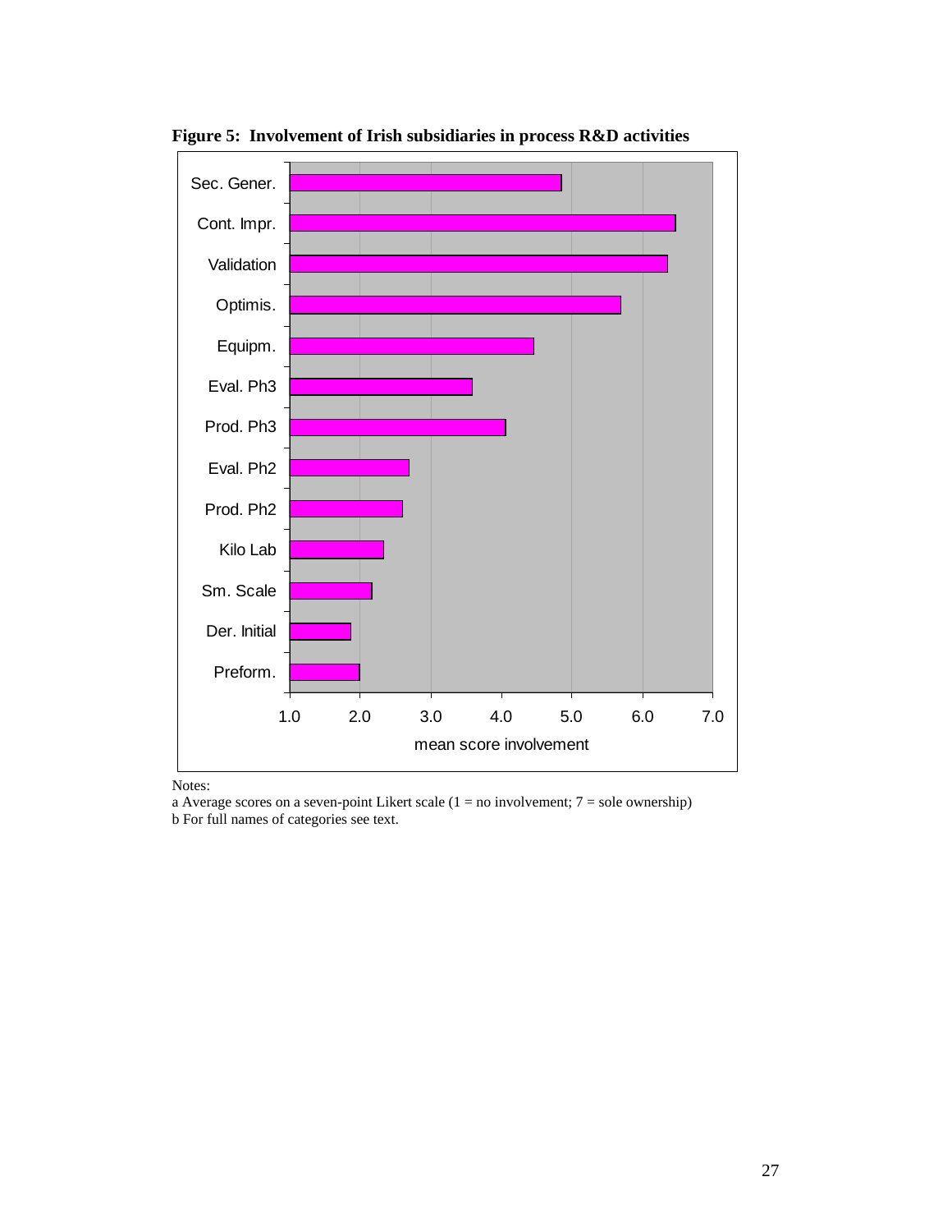**Figure 5: Involvement of Irish subsidiaries in process R&D activities**

Notes:
a Average scores on a seven-point Likert scale (1 = no involvement; 7 = sole ownership)
b For full names of categories see text.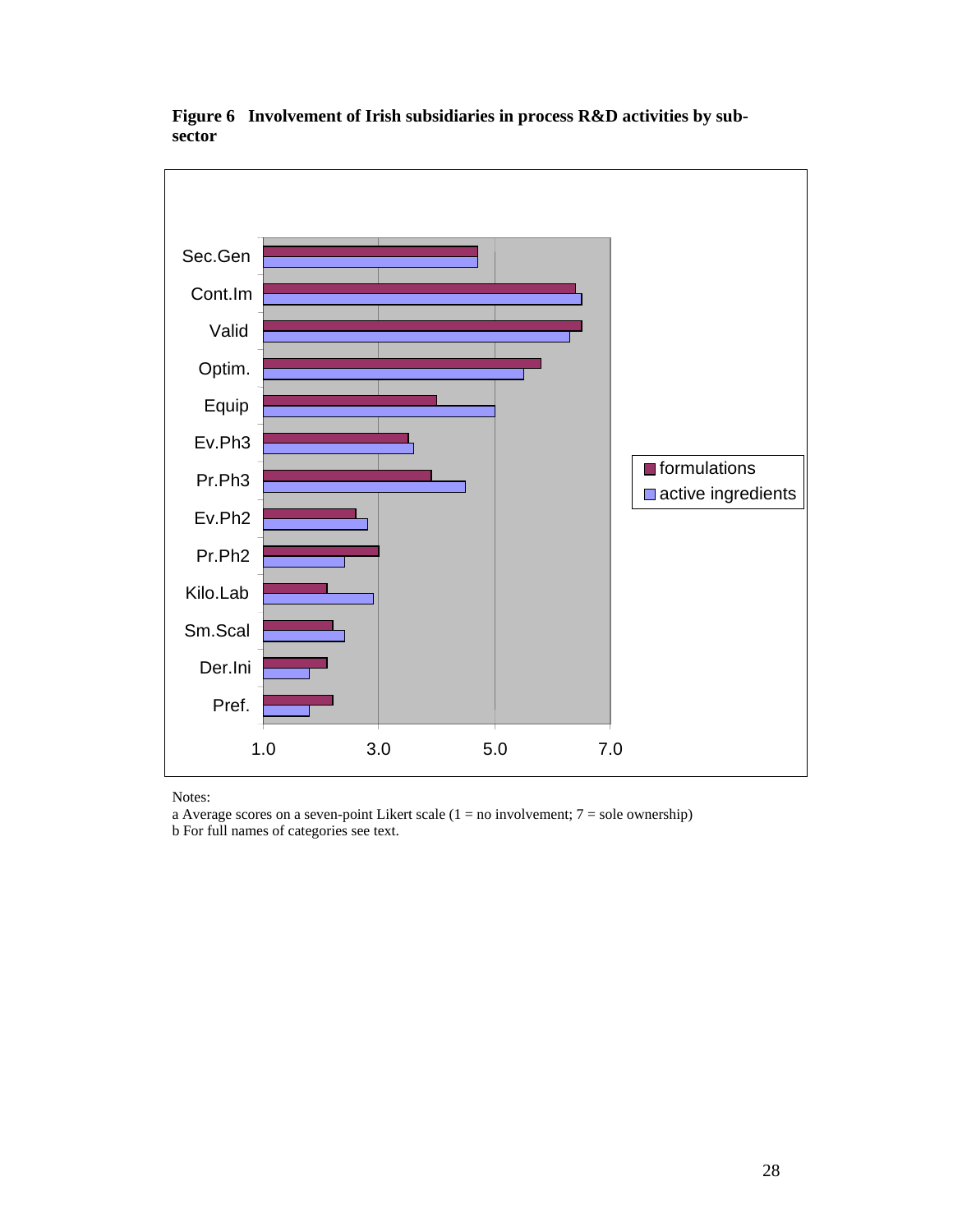**Figure 6 Involvement of Irish subsidiaries in process R&D activities by sub-sector**

Notes:

a Average scores on a seven-point Likert scale (1 = no involvement; 7 = sole ownership)

b For full names of categories see text.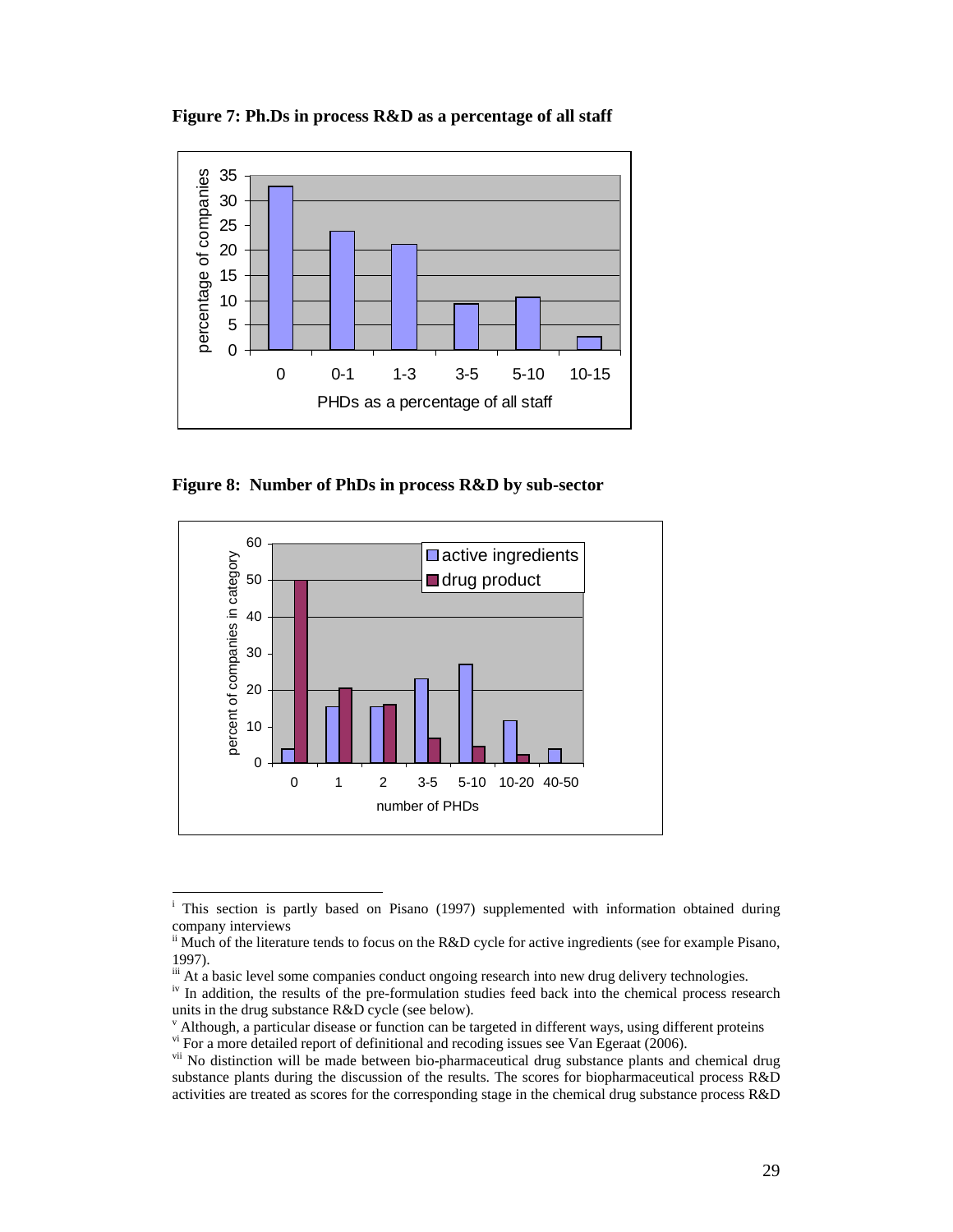**Figure 7: Ph.Ds in process R&D as a percentage of all staff**

**Figure 8: Number of PhDs in process R&D by sub-sector**

---

[i] This section is partly based on Pisano (1997) supplemented with information obtained during company interviews

[ii] Much of the literature tends to focus on the R&D cycle for active ingredients (see for example Pisano, 1997).

[iii] At a basic level some companies conduct ongoing research into new drug delivery technologies.

[iv] In addition, the results of the pre-formulation studies feed back into the chemical process research units in the drug substance R&D cycle (see below).

[v] Although, a particular disease or function can be targeted in different ways, using different proteins

[vi] For a more detailed report of definitional and recoding issues see Van Egeraat (2006).

[vii] No distinction will be made between bio-pharmaceutical drug substance plants and chemical drug substance plants during the discussion of the results. The scores for biopharmaceutical process R&D activities are treated as scores for the corresponding stage in the chemical drug substance process R&D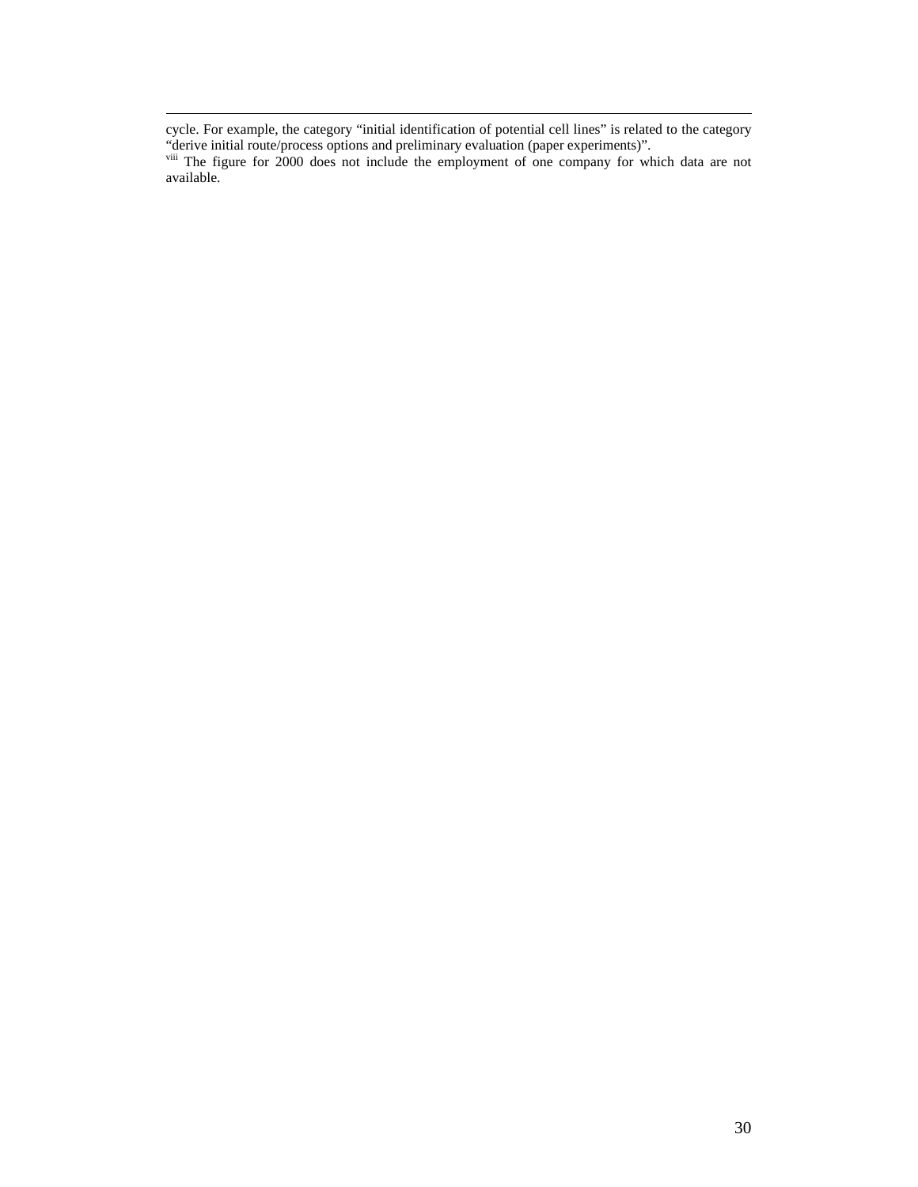cycle. For example, the category “initial identification of potential cell lines” is related to the category “derive initial route/process options and preliminary evaluation (paper experiments)”.

[viii] The figure for 2000 does not include the employment of one company for which data are not available.